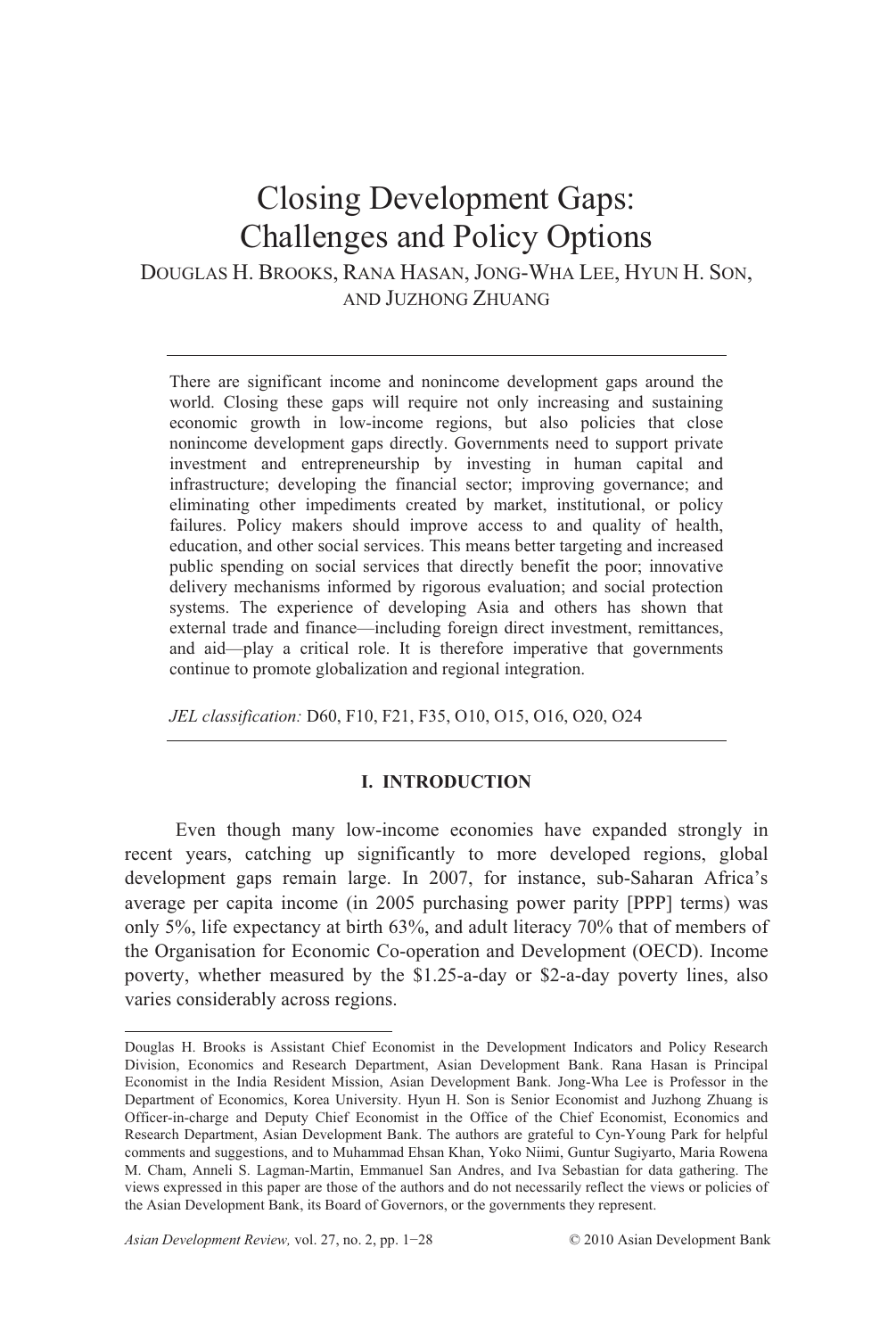# Closing Development Gaps: Challenges and Policy Options

DOUGLAS H. BROOKS, RANA HASAN, JONG-WHA LEE, HYUN H. SON, AND JUZHONG ZHUANG

There are significant income and nonincome development gaps around the world. Closing these gaps will require not only increasing and sustaining economic growth in low-income regions, but also policies that close nonincome development gaps directly. Governments need to support private investment and entrepreneurship by investing in human capital and infrastructure; developing the financial sector; improving governance; and eliminating other impediments created by market, institutional, or policy failures. Policy makers should improve access to and quality of health, education, and other social services. This means better targeting and increased public spending on social services that directly benefit the poor; innovative delivery mechanisms informed by rigorous evaluation; and social protection systems. The experience of developing Asia and others has shown that external trade and finance—including foreign direct investment, remittances, and aid—play a critical role. It is therefore imperative that governments continue to promote globalization and regional integration.

*JEL classification:* D60, F10, F21, F35, O10, O15, O16, O20, O24

## I. INTRODUCTION

Even though many low-income economies have expanded strongly in recent years, catching up significantly to more developed regions, global development gaps remain large. In 2007, for instance, sub-Saharan Africa's average per capita income (in 2005 purchasing power parity [PPP] terms) was only 5%, life expectancy at birth 63%, and adult literacy 70% that of members of the Organisation for Economic Co-operation and Development (OECD). Income poverty, whether measured by the $1.25-a-day or $2-a-day poverty lines, also varies considerably across regions.

---

Douglas H. Brooks is Assistant Chief Economist in the Development Indicators and Policy Research Division, Economics and Research Department, Asian Development Bank. Rana Hasan is Principal Economist in the India Resident Mission, Asian Development Bank. Jong-Wha Lee is Professor in the Department of Economics, Korea University. Hyun H. Son is Senior Economist and Juzhong Zhuang is Officer-in-charge and Deputy Chief Economist in the Office of the Chief Economist, Economics and Research Department, Asian Development Bank. The authors are grateful to Cyn-Young Park for helpful comments and suggestions, and to Muhammad Ehsan Khan, Yoko Niimi, Guntur Sugiyarto, Maria Rowena M. Cham, Anneli S. Lagman-Martin, Emmanuel San Andres, and Iva Sebastian for data gathering. The views expressed in this paper are those of the authors and do not necessarily reflect the views or policies of the Asian Development Bank, its Board of Governors, or the governments they represent.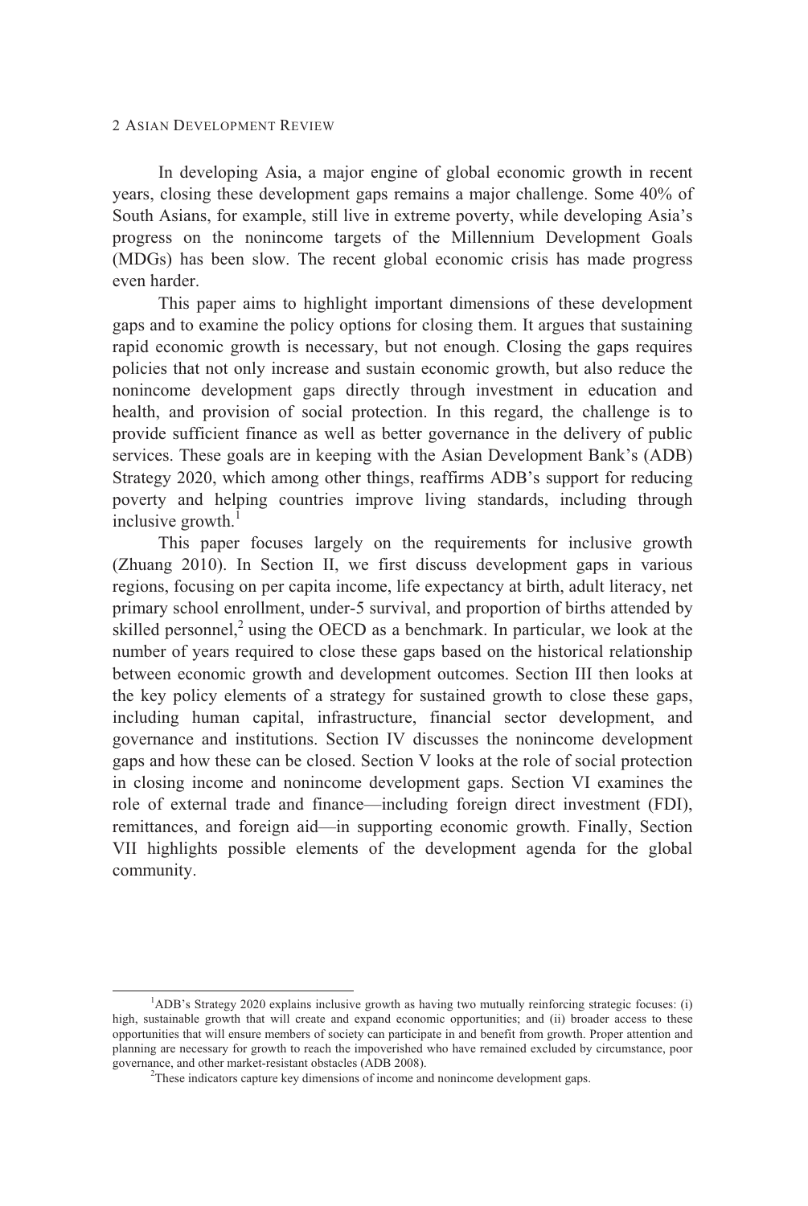In developing Asia, a major engine of global economic growth in recent years, closing these development gaps remains a major challenge. Some 40% of South Asians, for example, still live in extreme poverty, while developing Asia's progress on the nonincome targets of the Millennium Development Goals (MDGs) has been slow. The recent global economic crisis has made progress even harder.

This paper aims to highlight important dimensions of these development gaps and to examine the policy options for closing them. It argues that sustaining rapid economic growth is necessary, but not enough. Closing the gaps requires policies that not only increase and sustain economic growth, but also reduce the nonincome development gaps directly through investment in education and health, and provision of social protection. In this regard, the challenge is to provide sufficient finance as well as better governance in the delivery of public services. These goals are in keeping with the Asian Development Bank's (ADB) Strategy 2020, which among other things, reaffirms ADB's support for reducing poverty and helping countries improve living standards, including through inclusive growth.[1]

This paper focuses largely on the requirements for inclusive growth (Zhuang 2010). In Section II, we first discuss development gaps in various regions, focusing on per capita income, life expectancy at birth, adult literacy, net primary school enrollment, under-5 survival, and proportion of births attended by skilled personnel,[2] using the OECD as a benchmark. In particular, we look at the number of years required to close these gaps based on the historical relationship between economic growth and development outcomes. Section III then looks at the key policy elements of a strategy for sustained growth to close these gaps, including human capital, infrastructure, financial sector development, and governance and institutions. Section IV discusses the nonincome development gaps and how these can be closed. Section V looks at the role of social protection in closing income and nonincome development gaps. Section VI examines the role of external trade and finance—including foreign direct investment (FDI), remittances, and foreign aid—in supporting economic growth. Finally, Section VII highlights possible elements of the development agenda for the global community.

---

[1] ADB's Strategy 2020 explains inclusive growth as having two mutually reinforcing strategic focuses: (i) high, sustainable growth that will create and expand economic opportunities; and (ii) broader access to these opportunities that will ensure members of society can participate in and benefit from growth. Proper attention and planning are necessary for growth to reach the impoverished who have remained excluded by circumstance, poor governance, and other market-resistant obstacles (ADB 2008).

[2] These indicators capture key dimensions of income and nonincome development gaps.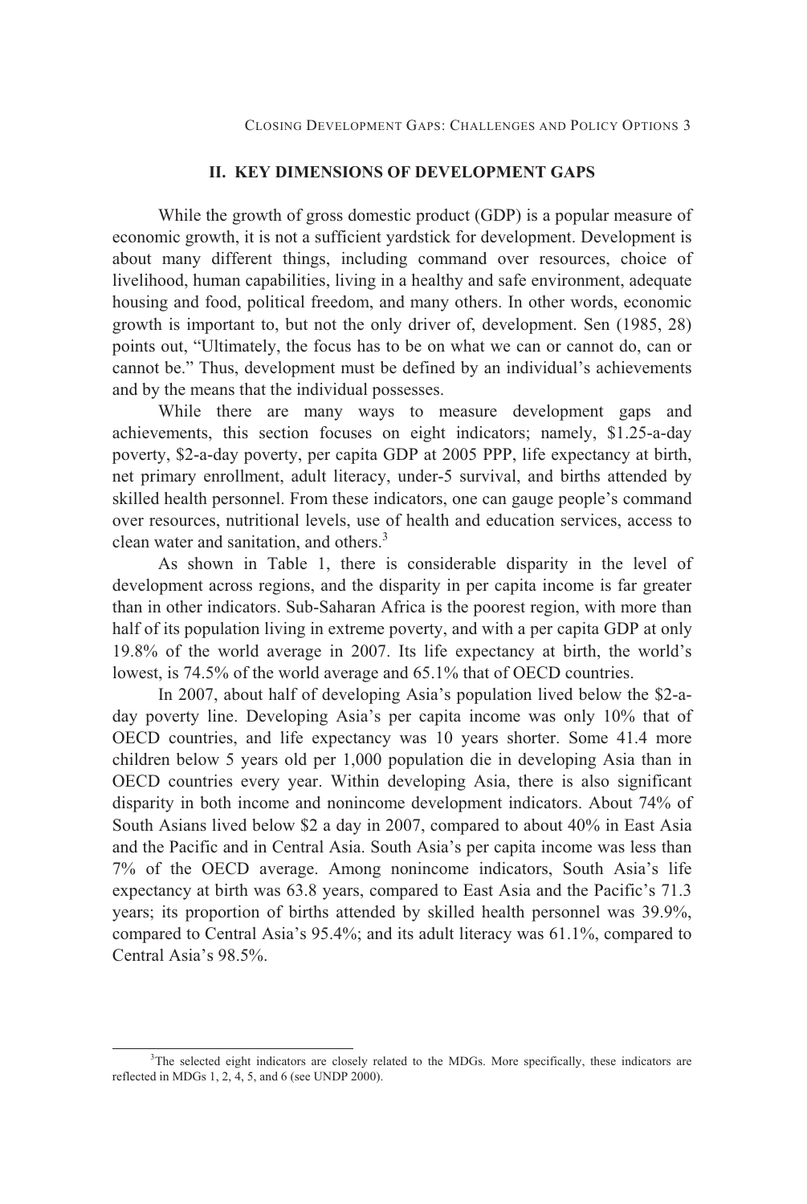## II. KEY DIMENSIONS OF DEVELOPMENT GAPS

While the growth of gross domestic product (GDP) is a popular measure of economic growth, it is not a sufficient yardstick for development. Development is about many different things, including command over resources, choice of livelihood, human capabilities, living in a healthy and safe environment, adequate housing and food, political freedom, and many others. In other words, economic growth is important to, but not the only driver of, development. Sen (1985, 28) points out, "Ultimately, the focus has to be on what we can or cannot do, can or cannot be." Thus, development must be defined by an individual's achievements and by the means that the individual possesses.

While there are many ways to measure development gaps and achievements, this section focuses on eight indicators; namely, \$1.25-a-day poverty, \$2-a-day poverty, per capita GDP at 2005 PPP, life expectancy at birth, net primary enrollment, adult literacy, under-5 survival, and births attended by skilled health personnel. From these indicators, one can gauge people's command over resources, nutritional levels, use of health and education services, access to clean water and sanitation, and others.[3]

As shown in Table 1, there is considerable disparity in the level of development across regions, and the disparity in per capita income is far greater than in other indicators. Sub-Saharan Africa is the poorest region, with more than half of its population living in extreme poverty, and with a per capita GDP at only 19.8% of the world average in 2007. Its life expectancy at birth, the world's lowest, is 74.5% of the world average and 65.1% that of OECD countries.

In 2007, about half of developing Asia's population lived below the \$2-a-day poverty line. Developing Asia's per capita income was only 10% that of OECD countries, and life expectancy was 10 years shorter. Some 41.4 more children below 5 years old per 1,000 population die in developing Asia than in OECD countries every year. Within developing Asia, there is also significant disparity in both income and nonincome development indicators. About 74% of South Asians lived below \$2 a day in 2007, compared to about 40% in East Asia and the Pacific and in Central Asia. South Asia's per capita income was less than 7% of the OECD average. Among nonincome indicators, South Asia's life expectancy at birth was 63.8 years, compared to East Asia and the Pacific's 71.3 years; its proportion of births attended by skilled health personnel was 39.9%, compared to Central Asia's 95.4%; and its adult literacy was 61.1%, compared to Central Asia's 98.5%.

[3]The selected eight indicators are closely related to the MDGs. More specifically, these indicators are reflected in MDGs 1, 2, 4, 5, and 6 (see UNDP 2000).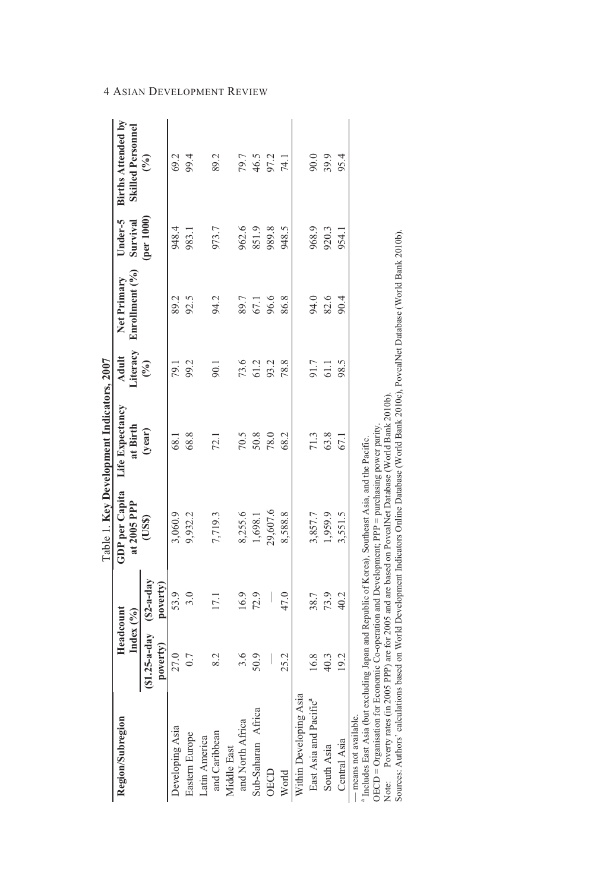Table 1. **Key Development Indicators, 2007**

| Region/Subregion | Headcount Index (%) | | GDP per Capita at 2005 PPP (US$) | Life Expectancy at Birth (year) | Adult Literacy (%) | Net Primary Enrollment (%) | Under-5 Survival (per 1000) | Births Attended by Skilled Personnel (%) |
|---|---|---|---|---|---|---|---|---|
| | ($1.25-a-day poverty) | ($2-a-day poverty) | | | | | | |
| Developing Asia | 27.0 | 53.9 | 3,060.9 | 68.1 | 79.1 | 89.2 | 948.4 | 69.2 |
| Eastern Europe | 0.7 | 3.0 | 9,932.2 | 68.8 | 99.2 | 92.5 | 983.1 | 99.4 |
| Latin America and Caribbean | 8.2 | 17.1 | 7,719.3 | 72.1 | 90.1 | 94.2 | 973.7 | 89.2 |
| Middle East and North Africa | 3.6 | 16.9 | 8,255.6 | 70.5 | 73.6 | 89.7 | 962.6 | 79.7 |
| Sub-Saharan Africa | 50.9 | 72.9 | 1,698.1 | 50.8 | 61.2 | 67.1 | 851.9 | 46.5 |
| OECD | — | — | 29,607.6 | 78.0 | 93.2 | 96.6 | 989.8 | 97.2 |
| World | 25.2 | 47.0 | 8,588.8 | 68.2 | 78.8 | 86.8 | 948.5 | 74.1 |
| Within Developing Asia | | | | | | | | |
| East Asia and Pacific[a] | 16.8 | 38.7 | 3,857.7 | 71.3 | 91.7 | 94.0 | 968.9 | 90.0 |
| South Asia | 40.3 | 73.9 | 1,959.9 | 63.8 | 61.1 | 82.6 | 920.3 | 39.9 |
| Central Asia | 19.2 | 40.2 | 3,551.5 | 67.1 | 98.5 | 90.4 | 954.1 | 95.4 |

— means not available.

[a] Includes East Asia (but excluding Japan and Republic of Korea), Southeast Asia, and the Pacific.

OECD = Organisation for Economic Co-operation and Development; PPP = purchasing power parity.

Note: Poverty rates (in 2005 PPP) are for 2005 and are based on PovcalNet Database (World Bank 2010b).

Sources: Authors' calculations based on World Development Indicators Online Database (World Bank 2010c), PovcalNet Database (World Bank 2010b).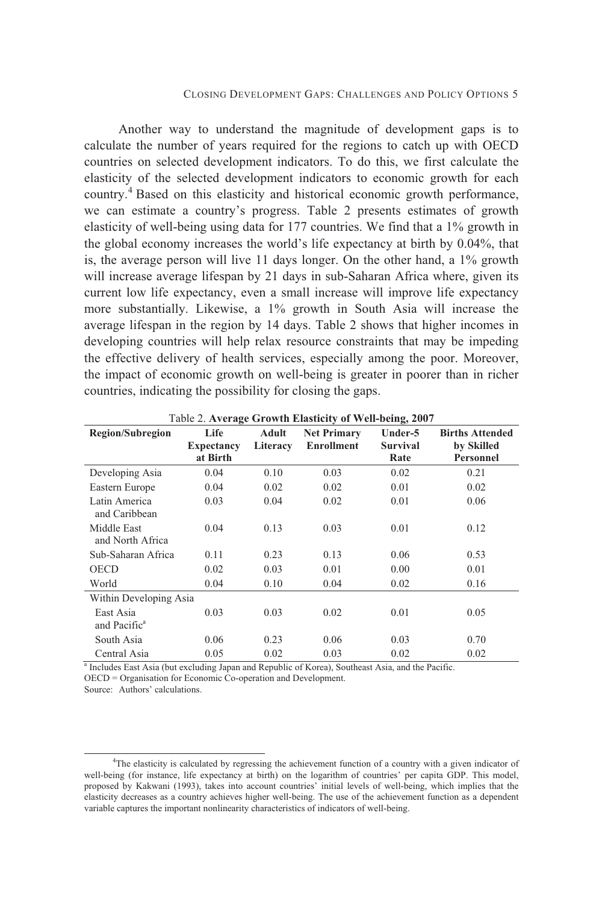Another way to understand the magnitude of development gaps is to calculate the number of years required for the regions to catch up with OECD countries on selected development indicators. To do this, we first calculate the elasticity of the selected development indicators to economic growth for each country.[4] Based on this elasticity and historical economic growth performance, we can estimate a country's progress. Table 2 presents estimates of growth elasticity of well-being using data for 177 countries. We find that a 1% growth in the global economy increases the world's life expectancy at birth by 0.04%, that is, the average person will live 11 days longer. On the other hand, a 1% growth will increase average lifespan by 21 days in sub-Saharan Africa where, given its current low life expectancy, even a small increase will improve life expectancy more substantially. Likewise, a 1% growth in South Asia will increase the average lifespan in the region by 14 days. Table 2 shows that higher incomes in developing countries will help relax resource constraints that may be impeding the effective delivery of health services, especially among the poor. Moreover, the impact of economic growth on well-being is greater in poorer than in richer countries, indicating the possibility for closing the gaps.

Table 2. **Average Growth Elasticity of Well-being, 2007**

| Region/Subregion | Life Expectancy at Birth | Adult Literacy | Net Primary Enrollment | Under-5 Survival Rate | Births Attended by Skilled Personnel |
|---|---|---|---|---|---|
| Developing Asia | 0.04 | 0.10 | 0.03 | 0.02 | 0.21 |
| Eastern Europe | 0.04 | 0.02 | 0.02 | 0.01 | 0.02 |
| Latin America and Caribbean | 0.03 | 0.04 | 0.02 | 0.01 | 0.06 |
| Middle East and North Africa | 0.04 | 0.13 | 0.03 | 0.01 | 0.12 |
| Sub-Saharan Africa | 0.11 | 0.23 | 0.13 | 0.06 | 0.53 |
| OECD | 0.02 | 0.03 | 0.01 | 0.00 | 0.01 |
| World | 0.04 | 0.10 | 0.04 | 0.02 | 0.16 |
| Within Developing Asia | | | | | |
| East Asia and Pacific[a] | 0.03 | 0.03 | 0.02 | 0.01 | 0.05 |
| South Asia | 0.06 | 0.23 | 0.06 | 0.03 | 0.70 |
| Central Asia | 0.05 | 0.02 | 0.03 | 0.02 | 0.02 |

[a] Includes East Asia (but excluding Japan and Republic of Korea), Southeast Asia, and the Pacific.

OECD = Organisation for Economic Co-operation and Development.

Source: Authors' calculations.

[4]The elasticity is calculated by regressing the achievement function of a country with a given indicator of well-being (for instance, life expectancy at birth) on the logarithm of countries' per capita GDP. This model, proposed by Kakwani (1993), takes into account countries' initial levels of well-being, which implies that the elasticity decreases as a country achieves higher well-being. The use of the achievement function as a dependent variable captures the important nonlinearity characteristics of indicators of well-being.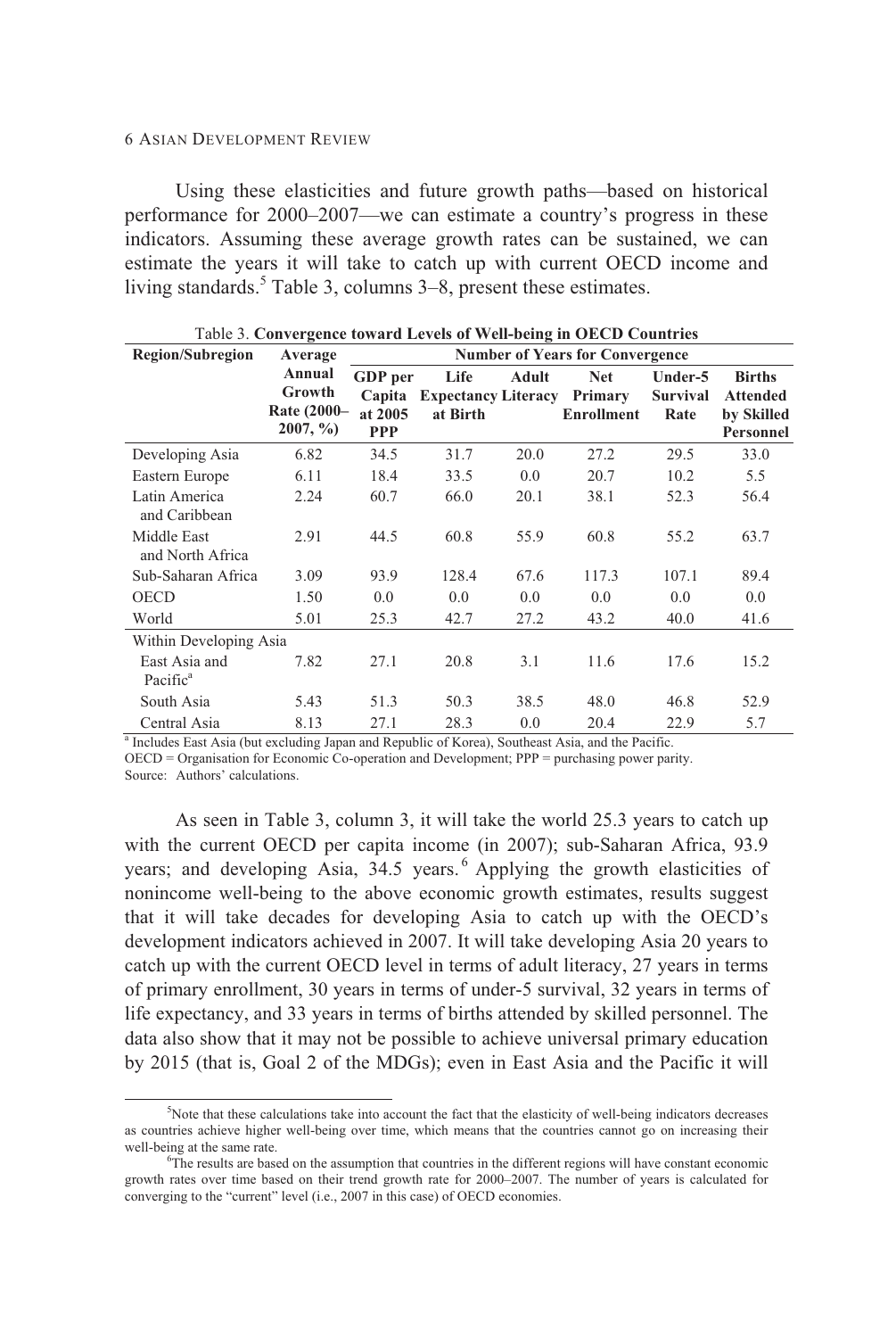Using these elasticities and future growth paths—based on historical performance for 2000–2007—we can estimate a country's progress in these indicators. Assuming these average growth rates can be sustained, we can estimate the years it will take to catch up with current OECD income and living standards.[5] Table 3, columns 3–8, present these estimates.

Table 3. **Convergence toward Levels of Well-being in OECD Countries**

| Region/Subregion | Average Annual Growth Rate (2000–2007, %) | Number of Years for Convergence | | | | | |
|---|---|---|---|---|---|---|---|
| | | GDP per Capita at 2005 PPP | Life Expectancy at Birth | Adult Literacy | Net Primary Enrollment | Under-5 Survival Rate | Births Attended by Skilled Personnel |
| Developing Asia | 6.82 | 34.5 | 31.7 | 20.0 | 27.2 | 29.5 | 33.0 |
| Eastern Europe | 6.11 | 18.4 | 33.5 | 0.0 | 20.7 | 10.2 | 5.5 |
| Latin America and Caribbean | 2.24 | 60.7 | 66.0 | 20.1 | 38.1 | 52.3 | 56.4 |
| Middle East and North Africa | 2.91 | 44.5 | 60.8 | 55.9 | 60.8 | 55.2 | 63.7 |
| Sub-Saharan Africa | 3.09 | 93.9 | 128.4 | 67.6 | 117.3 | 107.1 | 89.4 |
| OECD | 1.50 | 0.0 | 0.0 | 0.0 | 0.0 | 0.0 | 0.0 |
| World | 5.01 | 25.3 | 42.7 | 27.2 | 43.2 | 40.0 | 41.6 |
| Within Developing Asia | | | | | | | |
| East Asia and Pacific[a] | 7.82 | 27.1 | 20.8 | 3.1 | 11.6 | 17.6 | 15.2 |
| South Asia | 5.43 | 51.3 | 50.3 | 38.5 | 48.0 | 46.8 | 52.9 |
| Central Asia | 8.13 | 27.1 | 28.3 | 0.0 | 20.4 | 22.9 | 5.7 |

[a] Includes East Asia (but excluding Japan and Republic of Korea), Southeast Asia, and the Pacific.
OECD = Organisation for Economic Co-operation and Development; PPP = purchasing power parity.
Source: Authors' calculations.

As seen in Table 3, column 3, it will take the world 25.3 years to catch up with the current OECD per capita income (in 2007); sub-Saharan Africa, 93.9 years; and developing Asia, 34.5 years.[6] Applying the growth elasticities of nonincome well-being to the above economic growth estimates, results suggest that it will take decades for developing Asia to catch up with the OECD's development indicators achieved in 2007. It will take developing Asia 20 years to catch up with the current OECD level in terms of adult literacy, 27 years in terms of primary enrollment, 30 years in terms of under-5 survival, 32 years in terms of life expectancy, and 33 years in terms of births attended by skilled personnel. The data also show that it may not be possible to achieve universal primary education by 2015 (that is, Goal 2 of the MDGs); even in East Asia and the Pacific it will

[5] Note that these calculations take into account the fact that the elasticity of well-being indicators decreases as countries achieve higher well-being over time, which means that the countries cannot go on increasing their well-being at the same rate.

[6] The results are based on the assumption that countries in the different regions will have constant economic growth rates over time based on their trend growth rate for 2000–2007. The number of years is calculated for converging to the "current" level (i.e., 2007 in this case) of OECD economies.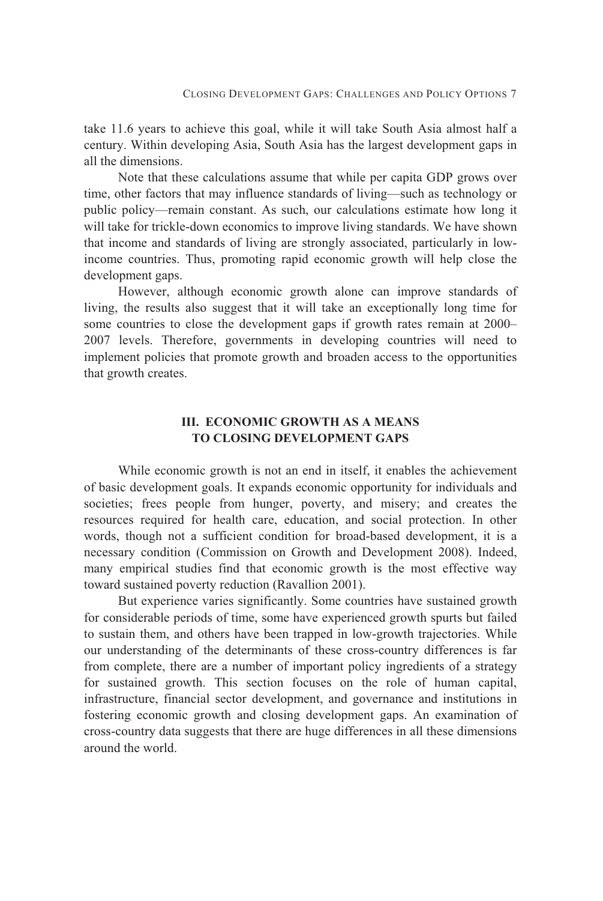take 11.6 years to achieve this goal, while it will take South Asia almost half a century. Within developing Asia, South Asia has the largest development gaps in all the dimensions.

Note that these calculations assume that while per capita GDP grows over time, other factors that may influence standards of living—such as technology or public policy—remain constant. As such, our calculations estimate how long it will take for trickle-down economics to improve living standards. We have shown that income and standards of living are strongly associated, particularly in low-income countries. Thus, promoting rapid economic growth will help close the development gaps.

However, although economic growth alone can improve standards of living, the results also suggest that it will take an exceptionally long time for some countries to close the development gaps if growth rates remain at 2000–2007 levels. Therefore, governments in developing countries will need to implement policies that promote growth and broaden access to the opportunities that growth creates.

## III. ECONOMIC GROWTH AS A MEANS TO CLOSING DEVELOPMENT GAPS

While economic growth is not an end in itself, it enables the achievement of basic development goals. It expands economic opportunity for individuals and societies; frees people from hunger, poverty, and misery; and creates the resources required for health care, education, and social protection. In other words, though not a sufficient condition for broad-based development, it is a necessary condition (Commission on Growth and Development 2008). Indeed, many empirical studies find that economic growth is the most effective way toward sustained poverty reduction (Ravallion 2001).

But experience varies significantly. Some countries have sustained growth for considerable periods of time, some have experienced growth spurts but failed to sustain them, and others have been trapped in low-growth trajectories. While our understanding of the determinants of these cross-country differences is far from complete, there are a number of important policy ingredients of a strategy for sustained growth. This section focuses on the role of human capital, infrastructure, financial sector development, and governance and institutions in fostering economic growth and closing development gaps. An examination of cross-country data suggests that there are huge differences in all these dimensions around the world.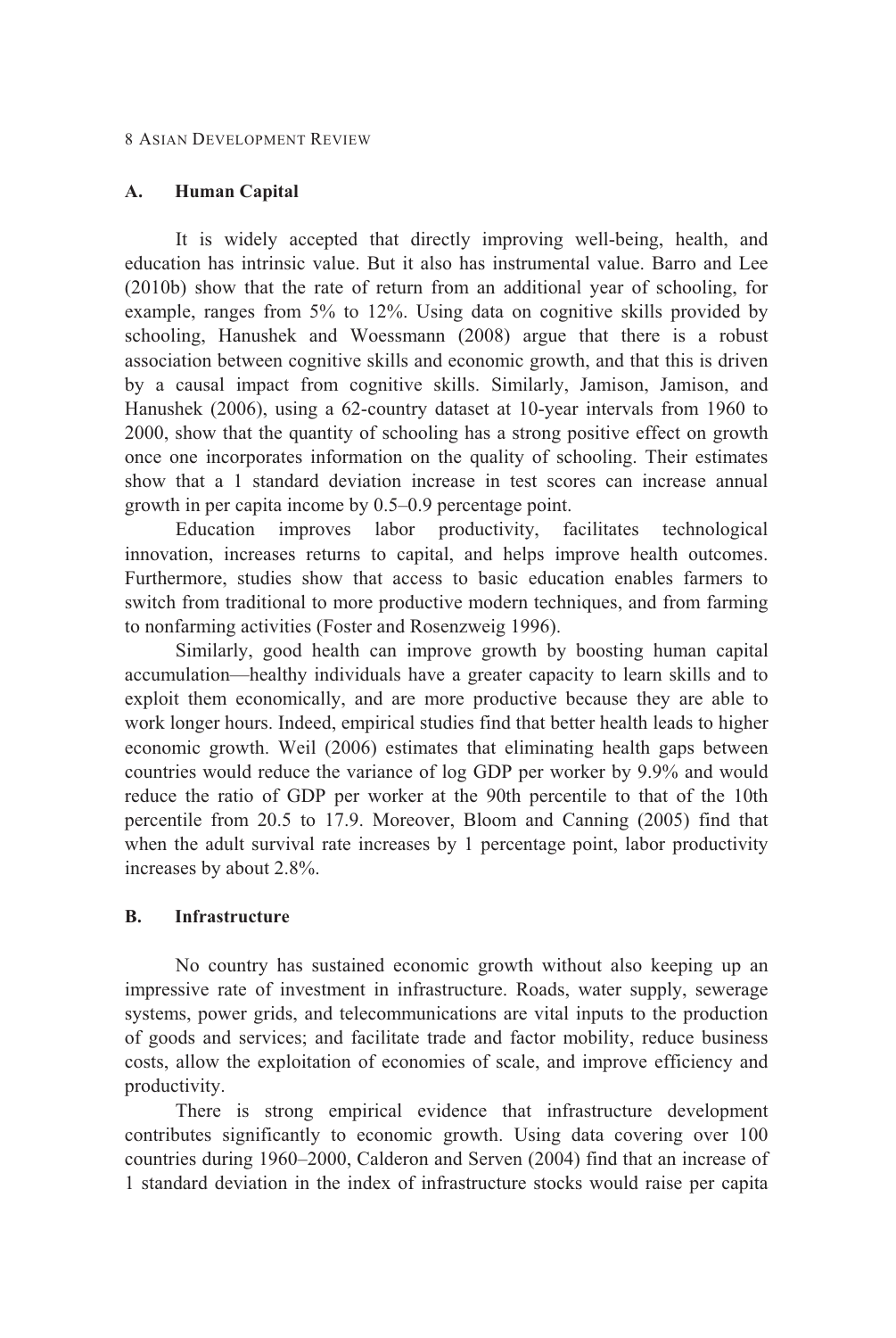### A. Human Capital

It is widely accepted that directly improving well-being, health, and education has intrinsic value. But it also has instrumental value. Barro and Lee (2010b) show that the rate of return from an additional year of schooling, for example, ranges from 5% to 12%. Using data on cognitive skills provided by schooling, Hanushek and Woessmann (2008) argue that there is a robust association between cognitive skills and economic growth, and that this is driven by a causal impact from cognitive skills. Similarly, Jamison, Jamison, and Hanushek (2006), using a 62-country dataset at 10-year intervals from 1960 to 2000, show that the quantity of schooling has a strong positive effect on growth once one incorporates information on the quality of schooling. Their estimates show that a 1 standard deviation increase in test scores can increase annual growth in per capita income by 0.5–0.9 percentage point.

Education improves labor productivity, facilitates technological innovation, increases returns to capital, and helps improve health outcomes. Furthermore, studies show that access to basic education enables farmers to switch from traditional to more productive modern techniques, and from farming to nonfarming activities (Foster and Rosenzweig 1996).

Similarly, good health can improve growth by boosting human capital accumulation—healthy individuals have a greater capacity to learn skills and to exploit them economically, and are more productive because they are able to work longer hours. Indeed, empirical studies find that better health leads to higher economic growth. Weil (2006) estimates that eliminating health gaps between countries would reduce the variance of log GDP per worker by 9.9% and would reduce the ratio of GDP per worker at the 90th percentile to that of the 10th percentile from 20.5 to 17.9. Moreover, Bloom and Canning (2005) find that when the adult survival rate increases by 1 percentage point, labor productivity increases by about 2.8%.

### B. Infrastructure

No country has sustained economic growth without also keeping up an impressive rate of investment in infrastructure. Roads, water supply, sewerage systems, power grids, and telecommunications are vital inputs to the production of goods and services; and facilitate trade and factor mobility, reduce business costs, allow the exploitation of economies of scale, and improve efficiency and productivity.

There is strong empirical evidence that infrastructure development contributes significantly to economic growth. Using data covering over 100 countries during 1960–2000, Calderon and Serven (2004) find that an increase of 1 standard deviation in the index of infrastructure stocks would raise per capita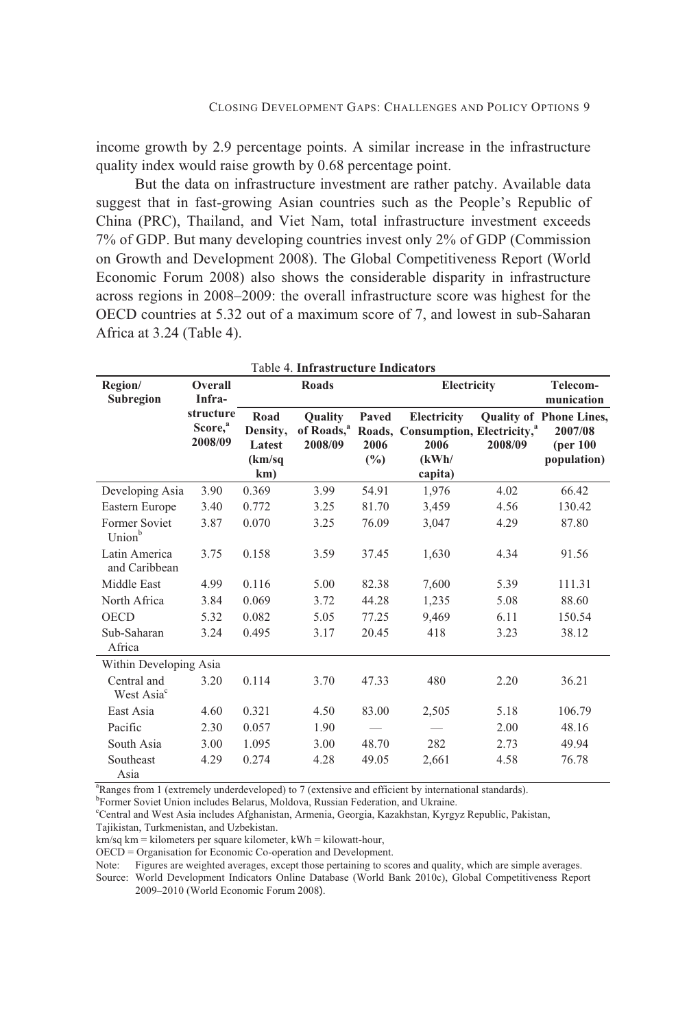income growth by 2.9 percentage points. A similar increase in the infrastructure quality index would raise growth by 0.68 percentage point.

But the data on infrastructure investment are rather patchy. Available data suggest that in fast-growing Asian countries such as the People's Republic of China (PRC), Thailand, and Viet Nam, total infrastructure investment exceeds 7% of GDP. But many developing countries invest only 2% of GDP (Commission on Growth and Development 2008). The Global Competitiveness Report (World Economic Forum 2008) also shows the considerable disparity in infrastructure across regions in 2008–2009: the overall infrastructure score was highest for the OECD countries at 5.32 out of a maximum score of 7, and lowest in sub-Saharan Africa at 3.24 (Table 4).

Table 4. **Infrastructure Indicators**

| Region/ Subregion | Overall Infra-structure Score,[a] 2008/09 | Roads | | | Electricity | | Telecom-munication |
|---|---|---|---|---|---|---|---|
| | | Road Density, Latest (km/sq km) | Quality of Roads,[a] 2008/09 | Paved Roads, 2006 (%) | Electricity Consumption, 2006 (kWh/ capita) | Quality of Electricity,[a] 2008/09 | Phone Lines, 2007/08 (per 100 population) |
| Developing Asia | 3.90 | 0.369 | 3.99 | 54.91 | 1,976 | 4.02 | 66.42 |
| Eastern Europe | 3.40 | 0.772 | 3.25 | 81.70 | 3,459 | 4.56 | 130.42 |
| Former Soviet Union[b] | 3.87 | 0.070 | 3.25 | 76.09 | 3,047 | 4.29 | 87.80 |
| Latin America and Caribbean | 3.75 | 0.158 | 3.59 | 37.45 | 1,630 | 4.34 | 91.56 |
| Middle East | 4.99 | 0.116 | 5.00 | 82.38 | 7,600 | 5.39 | 111.31 |
| North Africa | 3.84 | 0.069 | 3.72 | 44.28 | 1,235 | 5.08 | 88.60 |
| OECD | 5.32 | 0.082 | 5.05 | 77.25 | 9,469 | 6.11 | 150.54 |
| Sub-Saharan Africa | 3.24 | 0.495 | 3.17 | 20.45 | 418 | 3.23 | 38.12 |
| Within Developing Asia | | | | | | | |
| Central and West Asia[c] | 3.20 | 0.114 | 3.70 | 47.33 | 480 | 2.20 | 36.21 |
| East Asia | 4.60 | 0.321 | 4.50 | 83.00 | 2,505 | 5.18 | 106.79 |
| Pacific | 2.30 | 0.057 | 1.90 | — | — | 2.00 | 48.16 |
| South Asia | 3.00 | 1.095 | 3.00 | 48.70 | 282 | 2.73 | 49.94 |
| Southeast Asia | 4.29 | 0.274 | 4.28 | 49.05 | 2,661 | 4.58 | 76.78 |

[a]Ranges from 1 (extremely underdeveloped) to 7 (extensive and efficient by international standards).
[b]Former Soviet Union includes Belarus, Moldova, Russian Federation, and Ukraine.
[c]Central and West Asia includes Afghanistan, Armenia, Georgia, Kazakhstan, Kyrgyz Republic, Pakistan, Tajikistan, Turkmenistan, and Uzbekistan.
km/sq km = kilometers per square kilometer, kWh = kilowatt-hour,
OECD = Organisation for Economic Co-operation and Development.
Note: Figures are weighted averages, except those pertaining to scores and quality, which are simple averages.
Source: World Development Indicators Online Database (World Bank 2010c), Global Competitiveness Report 2009–2010 (World Economic Forum 2008).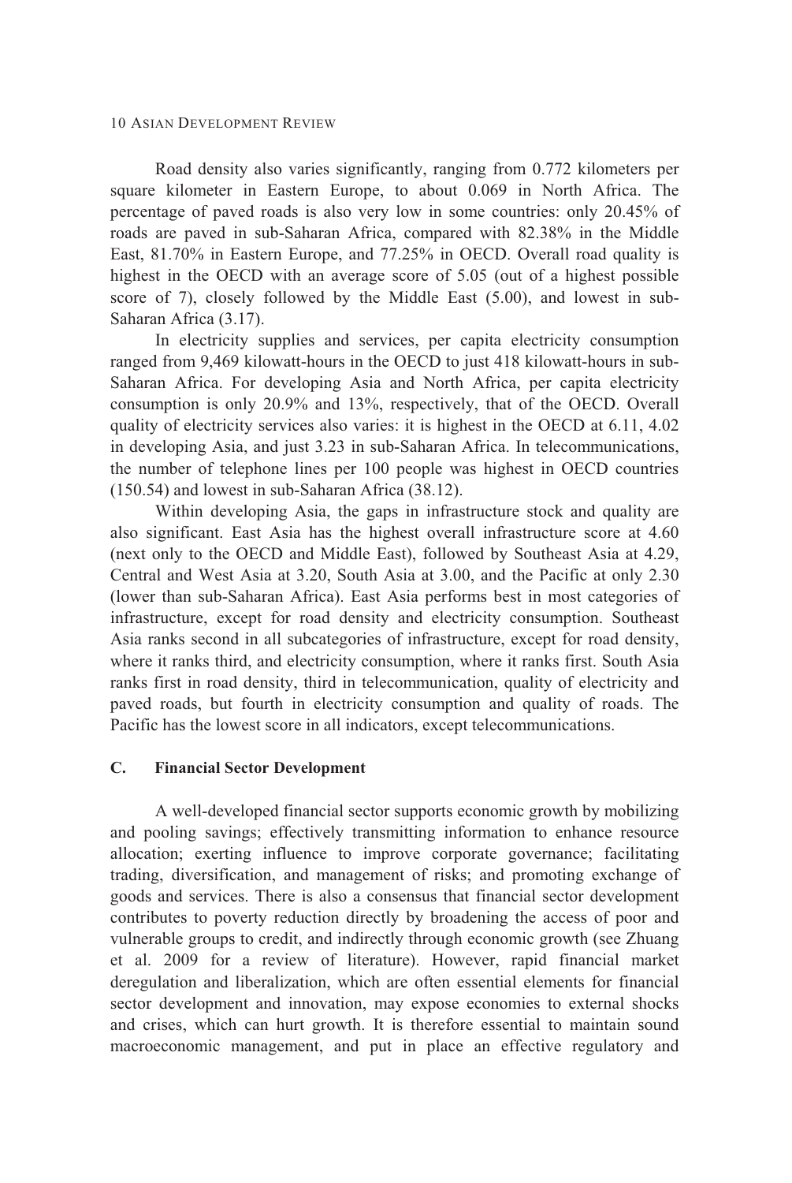Road density also varies significantly, ranging from 0.772 kilometers per square kilometer in Eastern Europe, to about 0.069 in North Africa. The percentage of paved roads is also very low in some countries: only 20.45% of roads are paved in sub-Saharan Africa, compared with 82.38% in the Middle East, 81.70% in Eastern Europe, and 77.25% in OECD. Overall road quality is highest in the OECD with an average score of 5.05 (out of a highest possible score of 7), closely followed by the Middle East (5.00), and lowest in sub-Saharan Africa (3.17).

In electricity supplies and services, per capita electricity consumption ranged from 9,469 kilowatt-hours in the OECD to just 418 kilowatt-hours in sub-Saharan Africa. For developing Asia and North Africa, per capita electricity consumption is only 20.9% and 13%, respectively, that of the OECD. Overall quality of electricity services also varies: it is highest in the OECD at 6.11, 4.02 in developing Asia, and just 3.23 in sub-Saharan Africa. In telecommunications, the number of telephone lines per 100 people was highest in OECD countries (150.54) and lowest in sub-Saharan Africa (38.12).

Within developing Asia, the gaps in infrastructure stock and quality are also significant. East Asia has the highest overall infrastructure score at 4.60 (next only to the OECD and Middle East), followed by Southeast Asia at 4.29, Central and West Asia at 3.20, South Asia at 3.00, and the Pacific at only 2.30 (lower than sub-Saharan Africa). East Asia performs best in most categories of infrastructure, except for road density and electricity consumption. Southeast Asia ranks second in all subcategories of infrastructure, except for road density, where it ranks third, and electricity consumption, where it ranks first. South Asia ranks first in road density, third in telecommunication, quality of electricity and paved roads, but fourth in electricity consumption and quality of roads. The Pacific has the lowest score in all indicators, except telecommunications.

### C. Financial Sector Development

A well-developed financial sector supports economic growth by mobilizing and pooling savings; effectively transmitting information to enhance resource allocation; exerting influence to improve corporate governance; facilitating trading, diversification, and management of risks; and promoting exchange of goods and services. There is also a consensus that financial sector development contributes to poverty reduction directly by broadening the access of poor and vulnerable groups to credit, and indirectly through economic growth (see Zhuang et al. 2009 for a review of literature). However, rapid financial market deregulation and liberalization, which are often essential elements for financial sector development and innovation, may expose economies to external shocks and crises, which can hurt growth. It is therefore essential to maintain sound macroeconomic management, and put in place an effective regulatory and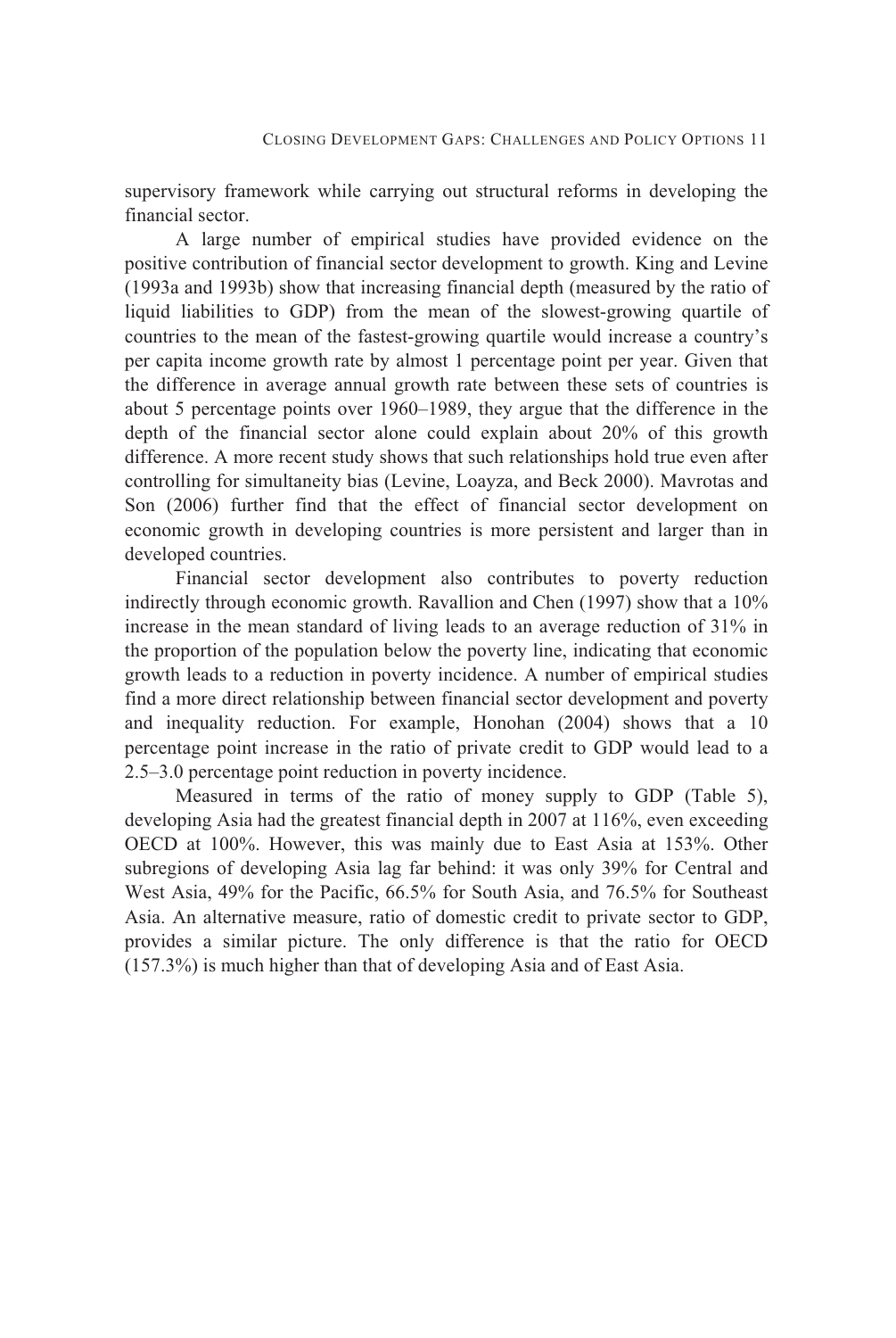supervisory framework while carrying out structural reforms in developing the financial sector.

A large number of empirical studies have provided evidence on the positive contribution of financial sector development to growth. King and Levine (1993a and 1993b) show that increasing financial depth (measured by the ratio of liquid liabilities to GDP) from the mean of the slowest-growing quartile of countries to the mean of the fastest-growing quartile would increase a country's per capita income growth rate by almost 1 percentage point per year. Given that the difference in average annual growth rate between these sets of countries is about 5 percentage points over 1960–1989, they argue that the difference in the depth of the financial sector alone could explain about 20% of this growth difference. A more recent study shows that such relationships hold true even after controlling for simultaneity bias (Levine, Loayza, and Beck 2000). Mavrotas and Son (2006) further find that the effect of financial sector development on economic growth in developing countries is more persistent and larger than in developed countries.

Financial sector development also contributes to poverty reduction indirectly through economic growth. Ravallion and Chen (1997) show that a 10% increase in the mean standard of living leads to an average reduction of 31% in the proportion of the population below the poverty line, indicating that economic growth leads to a reduction in poverty incidence. A number of empirical studies find a more direct relationship between financial sector development and poverty and inequality reduction. For example, Honohan (2004) shows that a 10 percentage point increase in the ratio of private credit to GDP would lead to a 2.5–3.0 percentage point reduction in poverty incidence.

Measured in terms of the ratio of money supply to GDP (Table 5), developing Asia had the greatest financial depth in 2007 at 116%, even exceeding OECD at 100%. However, this was mainly due to East Asia at 153%. Other subregions of developing Asia lag far behind: it was only 39% for Central and West Asia, 49% for the Pacific, 66.5% for South Asia, and 76.5% for Southeast Asia. An alternative measure, ratio of domestic credit to private sector to GDP, provides a similar picture. The only difference is that the ratio for OECD (157.3%) is much higher than that of developing Asia and of East Asia.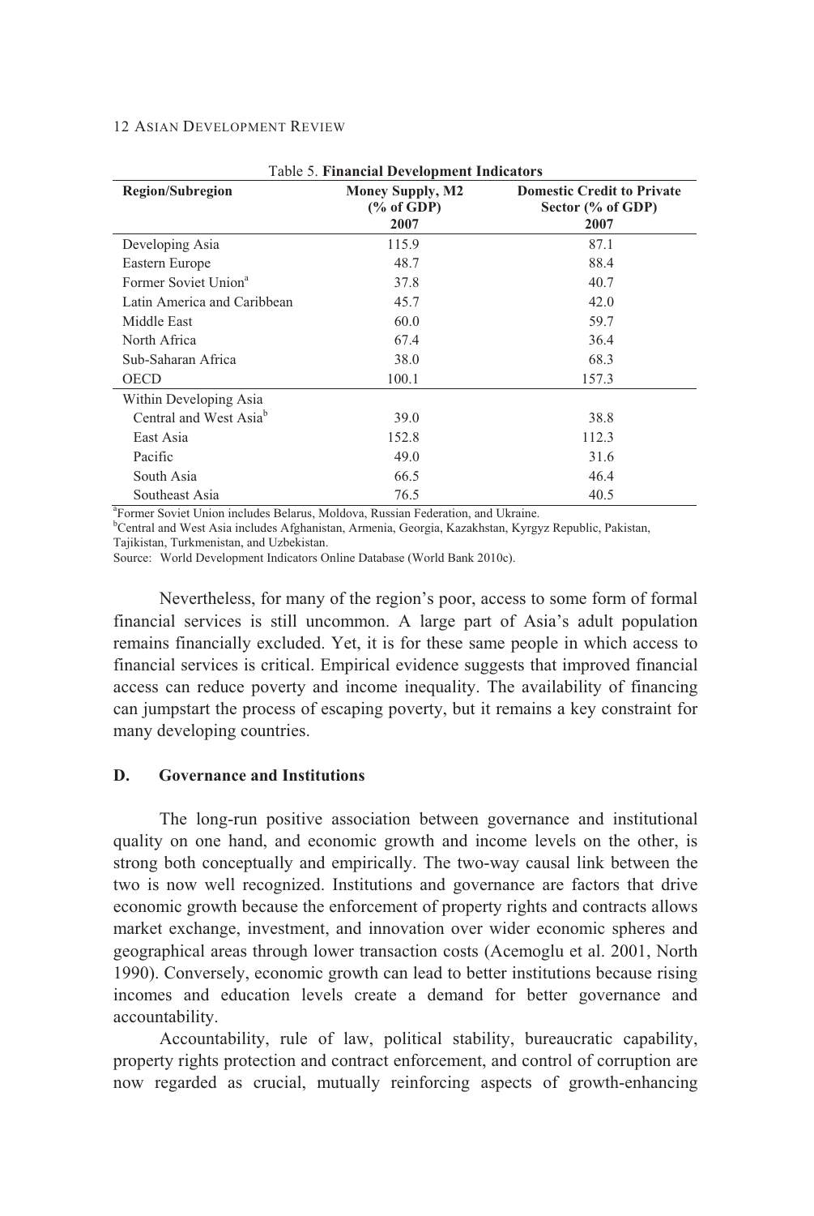Table 5. **Financial Development Indicators**

| Region/Subregion | Money Supply, M2 (% of GDP) 2007 | Domestic Credit to Private Sector (% of GDP) 2007 |
|---|---|---|
| Developing Asia | 115.9 | 87.1 |
| Eastern Europe | 48.7 | 88.4 |
| Former Soviet Union[a] | 37.8 | 40.7 |
| Latin America and Caribbean | 45.7 | 42.0 |
| Middle East | 60.0 | 59.7 |
| North Africa | 67.4 | 36.4 |
| Sub-Saharan Africa | 38.0 | 68.3 |
| OECD | 100.1 | 157.3 |
| Within Developing Asia | | |
| Central and West Asia[b] | 39.0 | 38.8 |
| East Asia | 152.8 | 112.3 |
| Pacific | 49.0 | 31.6 |
| South Asia | 66.5 | 46.4 |
| Southeast Asia | 76.5 | 40.5 |

[a]Former Soviet Union includes Belarus, Moldova, Russian Federation, and Ukraine.
[b]Central and West Asia includes Afghanistan, Armenia, Georgia, Kazakhstan, Kyrgyz Republic, Pakistan, Tajikistan, Turkmenistan, and Uzbekistan.
Source: World Development Indicators Online Database (World Bank 2010c).

Nevertheless, for many of the region's poor, access to some form of formal financial services is still uncommon. A large part of Asia's adult population remains financially excluded. Yet, it is for these same people in which access to financial services is critical. Empirical evidence suggests that improved financial access can reduce poverty and income inequality. The availability of financing can jumpstart the process of escaping poverty, but it remains a key constraint for many developing countries.

### D. Governance and Institutions

The long-run positive association between governance and institutional quality on one hand, and economic growth and income levels on the other, is strong both conceptually and empirically. The two-way causal link between the two is now well recognized. Institutions and governance are factors that drive economic growth because the enforcement of property rights and contracts allows market exchange, investment, and innovation over wider economic spheres and geographical areas through lower transaction costs (Acemoglu et al. 2001, North 1990). Conversely, economic growth can lead to better institutions because rising incomes and education levels create a demand for better governance and accountability.

Accountability, rule of law, political stability, bureaucratic capability, property rights protection and contract enforcement, and control of corruption are now regarded as crucial, mutually reinforcing aspects of growth-enhancing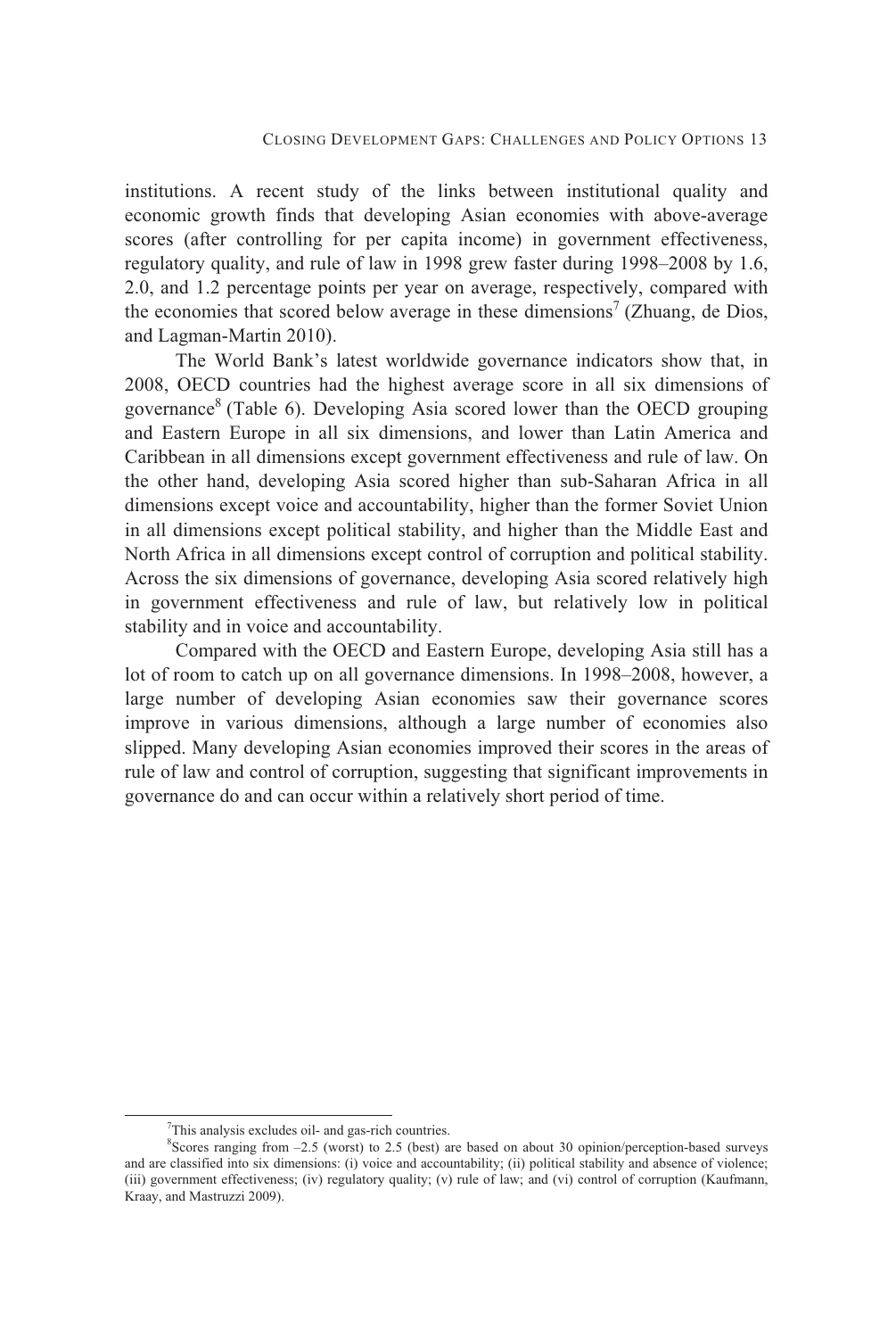institutions. A recent study of the links between institutional quality and economic growth finds that developing Asian economies with above-average scores (after controlling for per capita income) in government effectiveness, regulatory quality, and rule of law in 1998 grew faster during 1998–2008 by 1.6, 2.0, and 1.2 percentage points per year on average, respectively, compared with the economies that scored below average in these dimensions[7] (Zhuang, de Dios, and Lagman-Martin 2010).

The World Bank's latest worldwide governance indicators show that, in 2008, OECD countries had the highest average score in all six dimensions of governance[8] (Table 6). Developing Asia scored lower than the OECD grouping and Eastern Europe in all six dimensions, and lower than Latin America and Caribbean in all dimensions except government effectiveness and rule of law. On the other hand, developing Asia scored higher than sub-Saharan Africa in all dimensions except voice and accountability, higher than the former Soviet Union in all dimensions except political stability, and higher than the Middle East and North Africa in all dimensions except control of corruption and political stability. Across the six dimensions of governance, developing Asia scored relatively high in government effectiveness and rule of law, but relatively low in political stability and in voice and accountability.

Compared with the OECD and Eastern Europe, developing Asia still has a lot of room to catch up on all governance dimensions. In 1998–2008, however, a large number of developing Asian economies saw their governance scores improve in various dimensions, although a large number of economies also slipped. Many developing Asian economies improved their scores in the areas of rule of law and control of corruption, suggesting that significant improvements in governance do and can occur within a relatively short period of time.

---

[7] This analysis excludes oil- and gas-rich countries.

[8] Scores ranging from –2.5 (worst) to 2.5 (best) are based on about 30 opinion/perception-based surveys and are classified into six dimensions: (i) voice and accountability; (ii) political stability and absence of violence; (iii) government effectiveness; (iv) regulatory quality; (v) rule of law; and (vi) control of corruption (Kaufmann, Kraay, and Mastruzzi 2009).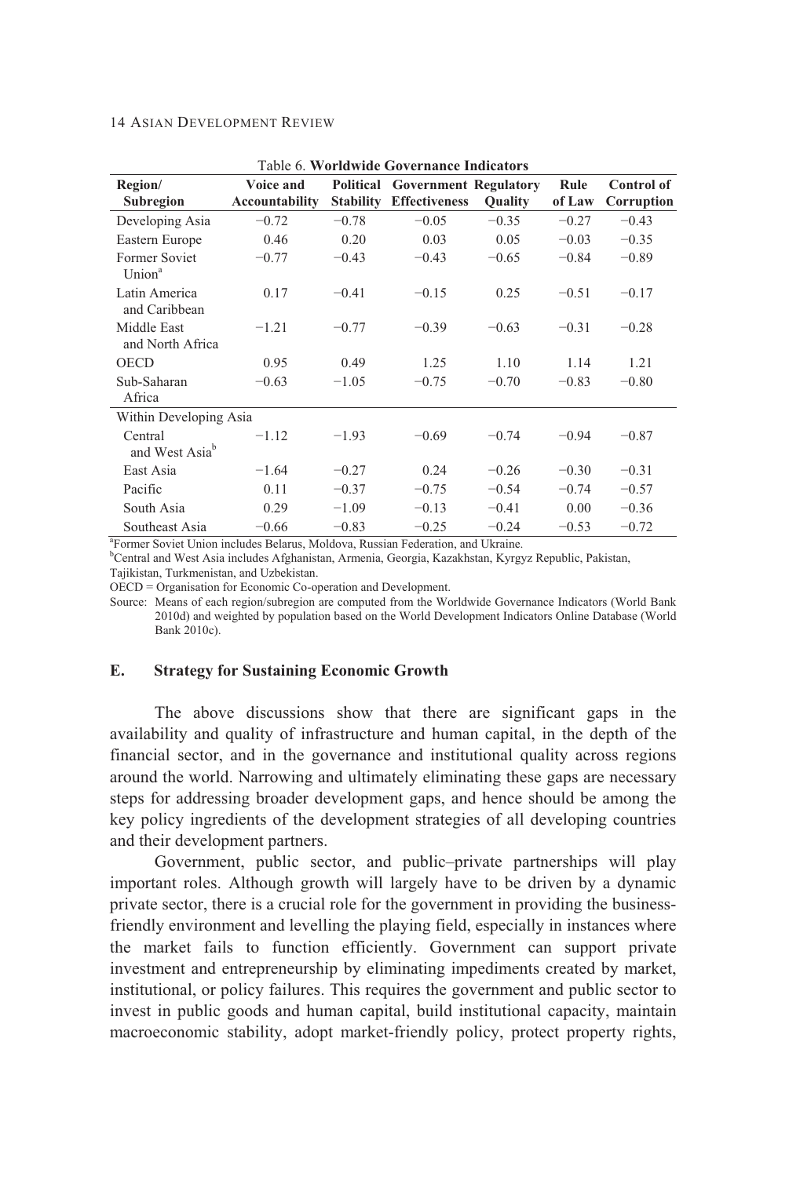Table 6. **Worldwide Governance Indicators**

| Region/ Subregion | Voice and Accountability | Political Stability | Government Effectiveness | Regulatory Quality | Rule of Law | Control of Corruption |
|---|---|---|---|---|---|---|
| Developing Asia | −0.72 | −0.78 | −0.05 | −0.35 | −0.27 | −0.43 |
| Eastern Europe | 0.46 | 0.20 | 0.03 | 0.05 | −0.03 | −0.35 |
| Former Soviet Union[a] | −0.77 | −0.43 | −0.43 | −0.65 | −0.84 | −0.89 |
| Latin America and Caribbean | 0.17 | −0.41 | −0.15 | 0.25 | −0.51 | −0.17 |
| Middle East and North Africa | −1.21 | −0.77 | −0.39 | −0.63 | −0.31 | −0.28 |
| OECD | 0.95 | 0.49 | 1.25 | 1.10 | 1.14 | 1.21 |
| Sub-Saharan Africa | −0.63 | −1.05 | −0.75 | −0.70 | −0.83 | −0.80 |
| Within Developing Asia | | | | | | |
| Central and West Asia[b] | −1.12 | −1.93 | −0.69 | −0.74 | −0.94 | −0.87 |
| East Asia | −1.64 | −0.27 | 0.24 | −0.26 | −0.30 | −0.31 |
| Pacific | 0.11 | −0.37 | −0.75 | −0.54 | −0.74 | −0.57 |
| South Asia | 0.29 | −1.09 | −0.13 | −0.41 | 0.00 | −0.36 |
| Southeast Asia | −0.66 | −0.83 | −0.25 | −0.24 | −0.53 | −0.72 |

[a]Former Soviet Union includes Belarus, Moldova, Russian Federation, and Ukraine.
[b]Central and West Asia includes Afghanistan, Armenia, Georgia, Kazakhstan, Kyrgyz Republic, Pakistan, Tajikistan, Turkmenistan, and Uzbekistan.
OECD = Organisation for Economic Co-operation and Development.
Source: Means of each region/subregion are computed from the Worldwide Governance Indicators (World Bank 2010d) and weighted by population based on the World Development Indicators Online Database (World Bank 2010c).

### E. Strategy for Sustaining Economic Growth

The above discussions show that there are significant gaps in the availability and quality of infrastructure and human capital, in the depth of the financial sector, and in the governance and institutional quality across regions around the world. Narrowing and ultimately eliminating these gaps are necessary steps for addressing broader development gaps, and hence should be among the key policy ingredients of the development strategies of all developing countries and their development partners.

Government, public sector, and public–private partnerships will play important roles. Although growth will largely have to be driven by a dynamic private sector, there is a crucial role for the government in providing the business-friendly environment and levelling the playing field, especially in instances where the market fails to function efficiently. Government can support private investment and entrepreneurship by eliminating impediments created by market, institutional, or policy failures. This requires the government and public sector to invest in public goods and human capital, build institutional capacity, maintain macroeconomic stability, adopt market-friendly policy, protect property rights,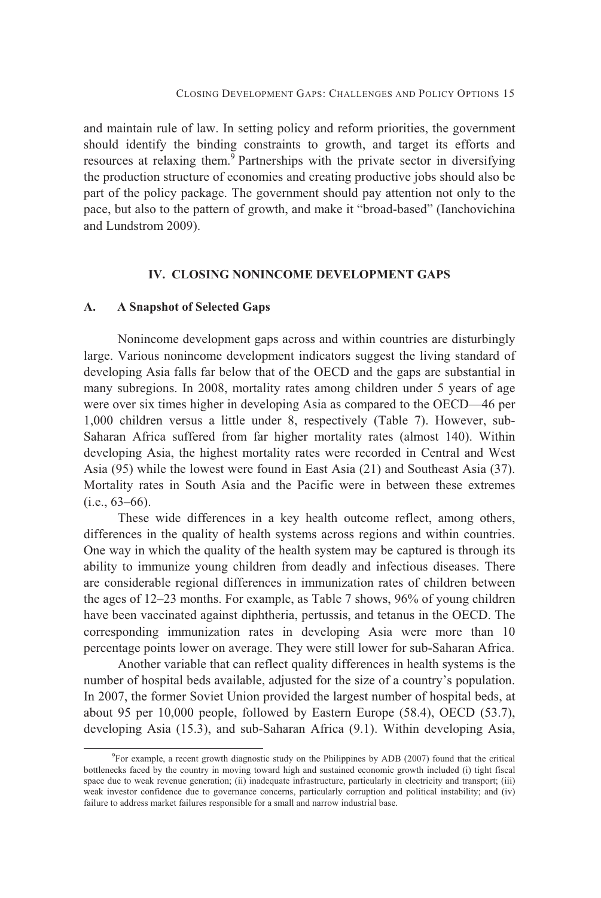and maintain rule of law. In setting policy and reform priorities, the government should identify the binding constraints to growth, and target its efforts and resources at relaxing them.[9] Partnerships with the private sector in diversifying the production structure of economies and creating productive jobs should also be part of the policy package. The government should pay attention not only to the pace, but also to the pattern of growth, and make it "broad-based" (Ianchovichina and Lundstrom 2009).

## IV. CLOSING NONINCOME DEVELOPMENT GAPS

### A. A Snapshot of Selected Gaps

Nonincome development gaps across and within countries are disturbingly large. Various nonincome development indicators suggest the living standard of developing Asia falls far below that of the OECD and the gaps are substantial in many subregions. In 2008, mortality rates among children under 5 years of age were over six times higher in developing Asia as compared to the OECD—46 per 1,000 children versus a little under 8, respectively (Table 7). However, sub-Saharan Africa suffered from far higher mortality rates (almost 140). Within developing Asia, the highest mortality rates were recorded in Central and West Asia (95) while the lowest were found in East Asia (21) and Southeast Asia (37). Mortality rates in South Asia and the Pacific were in between these extremes (i.e., 63–66).

These wide differences in a key health outcome reflect, among others, differences in the quality of health systems across regions and within countries. One way in which the quality of the health system may be captured is through its ability to immunize young children from deadly and infectious diseases. There are considerable regional differences in immunization rates of children between the ages of 12–23 months. For example, as Table 7 shows, 96% of young children have been vaccinated against diphtheria, pertussis, and tetanus in the OECD. The corresponding immunization rates in developing Asia were more than 10 percentage points lower on average. They were still lower for sub-Saharan Africa.

Another variable that can reflect quality differences in health systems is the number of hospital beds available, adjusted for the size of a country's population. In 2007, the former Soviet Union provided the largest number of hospital beds, at about 95 per 10,000 people, followed by Eastern Europe (58.4), OECD (53.7), developing Asia (15.3), and sub-Saharan Africa (9.1). Within developing Asia,

[9] For example, a recent growth diagnostic study on the Philippines by ADB (2007) found that the critical bottlenecks faced by the country in moving toward high and sustained economic growth included (i) tight fiscal space due to weak revenue generation; (ii) inadequate infrastructure, particularly in electricity and transport; (iii) weak investor confidence due to governance concerns, particularly corruption and political instability; and (iv) failure to address market failures responsible for a small and narrow industrial base.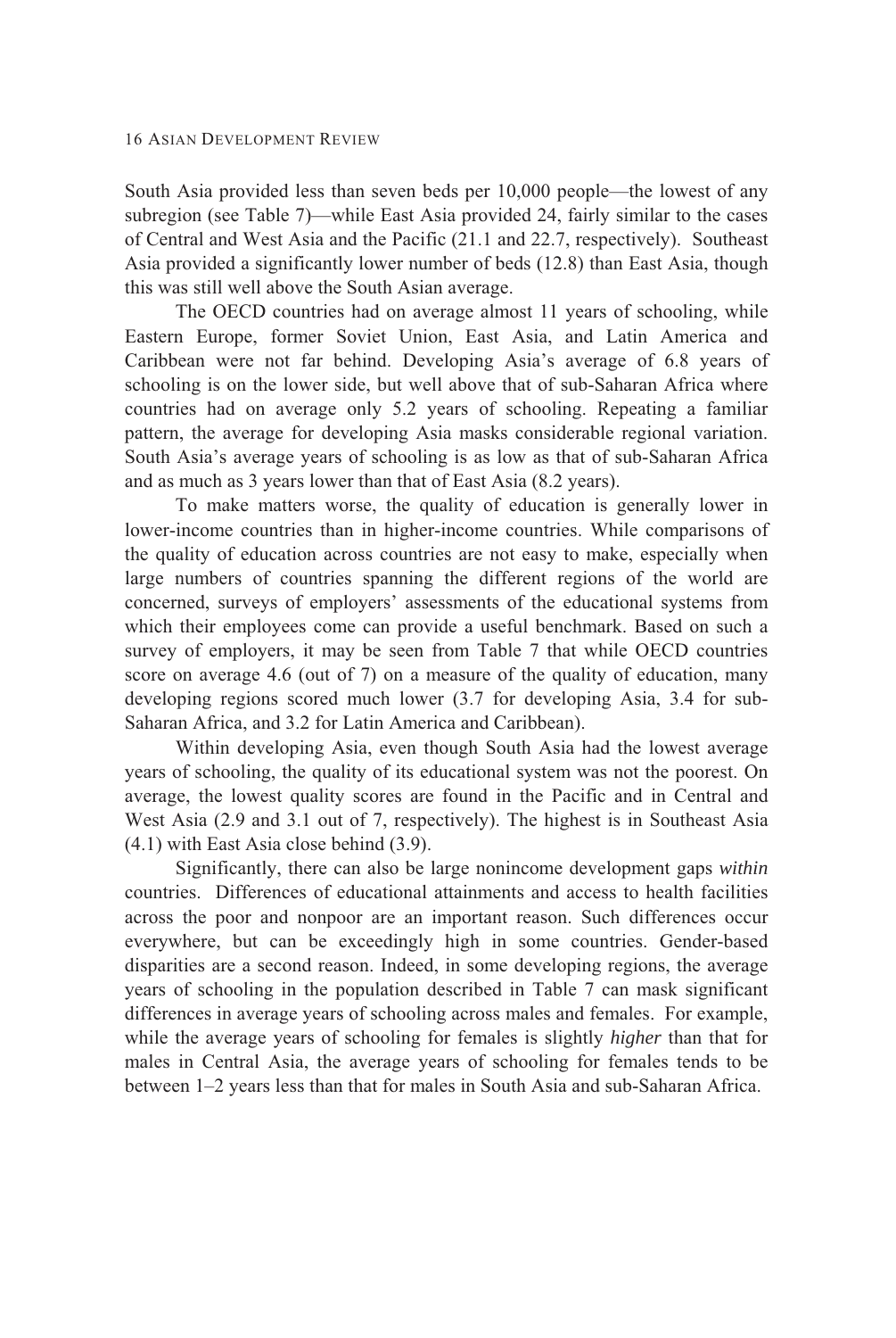South Asia provided less than seven beds per 10,000 people—the lowest of any subregion (see Table 7)—while East Asia provided 24, fairly similar to the cases of Central and West Asia and the Pacific (21.1 and 22.7, respectively). Southeast Asia provided a significantly lower number of beds (12.8) than East Asia, though this was still well above the South Asian average.

The OECD countries had on average almost 11 years of schooling, while Eastern Europe, former Soviet Union, East Asia, and Latin America and Caribbean were not far behind. Developing Asia's average of 6.8 years of schooling is on the lower side, but well above that of sub-Saharan Africa where countries had on average only 5.2 years of schooling. Repeating a familiar pattern, the average for developing Asia masks considerable regional variation. South Asia's average years of schooling is as low as that of sub-Saharan Africa and as much as 3 years lower than that of East Asia (8.2 years).

To make matters worse, the quality of education is generally lower in lower-income countries than in higher-income countries. While comparisons of the quality of education across countries are not easy to make, especially when large numbers of countries spanning the different regions of the world are concerned, surveys of employers' assessments of the educational systems from which their employees come can provide a useful benchmark. Based on such a survey of employers, it may be seen from Table 7 that while OECD countries score on average 4.6 (out of 7) on a measure of the quality of education, many developing regions scored much lower (3.7 for developing Asia, 3.4 for sub-Saharan Africa, and 3.2 for Latin America and Caribbean).

Within developing Asia, even though South Asia had the lowest average years of schooling, the quality of its educational system was not the poorest. On average, the lowest quality scores are found in the Pacific and in Central and West Asia (2.9 and 3.1 out of 7, respectively). The highest is in Southeast Asia (4.1) with East Asia close behind (3.9).

Significantly, there can also be large nonincome development gaps *within* countries. Differences of educational attainments and access to health facilities across the poor and nonpoor are an important reason. Such differences occur everywhere, but can be exceedingly high in some countries. Gender-based disparities are a second reason. Indeed, in some developing regions, the average years of schooling in the population described in Table 7 can mask significant differences in average years of schooling across males and females. For example, while the average years of schooling for females is slightly *higher* than that for males in Central Asia, the average years of schooling for females tends to be between 1–2 years less than that for males in South Asia and sub-Saharan Africa.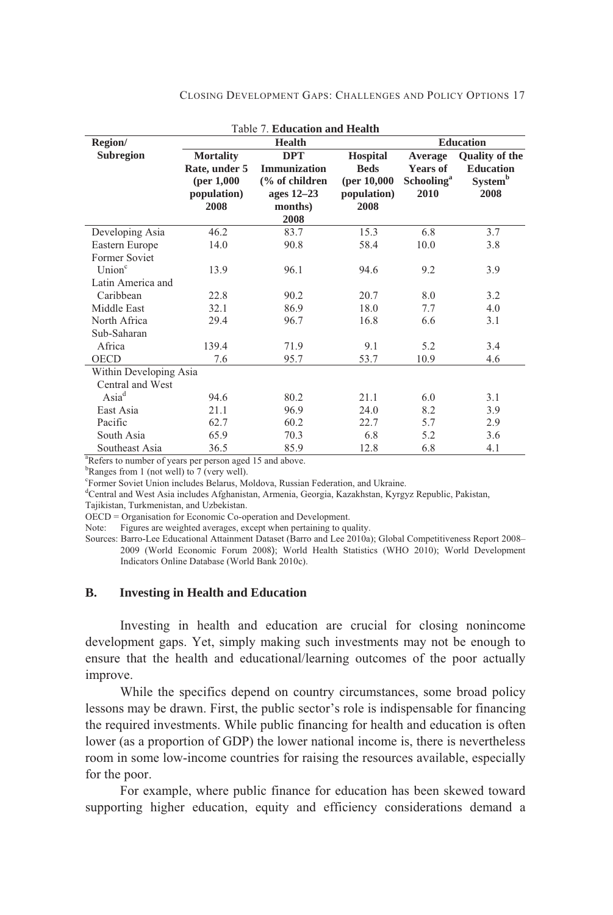Table 7. **Education and Health**

| Region/ Subregion | Health | | | Education | |
|---|---|---|---|---|---|
| | Mortality Rate, under 5 (per 1,000 population) 2008 | DPT Immunization (% of children ages 12–23 months) 2008 | Hospital Beds (per 10,000 population) 2008 | Average Years of Schooling[a] 2010 | Quality of the Education System[b] 2008 |
| Developing Asia | 46.2 | 83.7 | 15.3 | 6.8 | 3.7 |
| Eastern Europe | 14.0 | 90.8 | 58.4 | 10.0 | 3.8 |
| Former Soviet Union[c] | 13.9 | 96.1 | 94.6 | 9.2 | 3.9 |
| Latin America and Caribbean | 22.8 | 90.2 | 20.7 | 8.0 | 3.2 |
| Middle East | 32.1 | 86.9 | 18.0 | 7.7 | 4.0 |
| North Africa | 29.4 | 96.7 | 16.8 | 6.6 | 3.1 |
| Sub-Saharan Africa | 139.4 | 71.9 | 9.1 | 5.2 | 3.4 |
| OECD | 7.6 | 95.7 | 53.7 | 10.9 | 4.6 |
| Within Developing Asia | | | | | |
| Central and West Asia[d] | 94.6 | 80.2 | 21.1 | 6.0 | 3.1 |
| East Asia | 21.1 | 96.9 | 24.0 | 8.2 | 3.9 |
| Pacific | 62.7 | 60.2 | 22.7 | 5.7 | 2.9 |
| South Asia | 65.9 | 70.3 | 6.8 | 5.2 | 3.6 |
| Southeast Asia | 36.5 | 85.9 | 12.8 | 6.8 | 4.1 |

[a]Refers to number of years per person aged 15 and above.
[b]Ranges from 1 (not well) to 7 (very well).
[c]Former Soviet Union includes Belarus, Moldova, Russian Federation, and Ukraine.
[d]Central and West Asia includes Afghanistan, Armenia, Georgia, Kazakhstan, Kyrgyz Republic, Pakistan, Tajikistan, Turkmenistan, and Uzbekistan.
OECD = Organisation for Economic Co-operation and Development.
Note: Figures are weighted averages, except when pertaining to quality.
Sources: Barro-Lee Educational Attainment Dataset (Barro and Lee 2010a); Global Competitiveness Report 2008–2009 (World Economic Forum 2008); World Health Statistics (WHO 2010); World Development Indicators Online Database (World Bank 2010c).

## B. Investing in Health and Education

Investing in health and education are crucial for closing nonincome development gaps. Yet, simply making such investments may not be enough to ensure that the health and educational/learning outcomes of the poor actually improve.

While the specifics depend on country circumstances, some broad policy lessons may be drawn. First, the public sector's role is indispensable for financing the required investments. While public financing for health and education is often lower (as a proportion of GDP) the lower national income is, there is nevertheless room in some low-income countries for raising the resources available, especially for the poor.

For example, where public finance for education has been skewed toward supporting higher education, equity and efficiency considerations demand a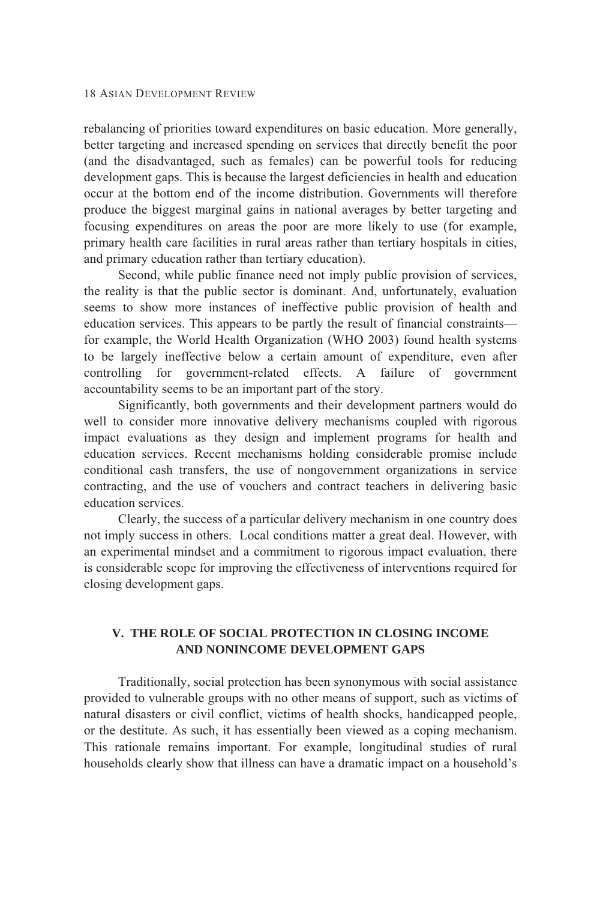rebalancing of priorities toward expenditures on basic education. More generally, better targeting and increased spending on services that directly benefit the poor (and the disadvantaged, such as females) can be powerful tools for reducing development gaps. This is because the largest deficiencies in health and education occur at the bottom end of the income distribution. Governments will therefore produce the biggest marginal gains in national averages by better targeting and focusing expenditures on areas the poor are more likely to use (for example, primary health care facilities in rural areas rather than tertiary hospitals in cities, and primary education rather than tertiary education).

Second, while public finance need not imply public provision of services, the reality is that the public sector is dominant. And, unfortunately, evaluation seems to show more instances of ineffective public provision of health and education services. This appears to be partly the result of financial constraints—for example, the World Health Organization (WHO 2003) found health systems to be largely ineffective below a certain amount of expenditure, even after controlling for government-related effects. A failure of government accountability seems to be an important part of the story.

Significantly, both governments and their development partners would do well to consider more innovative delivery mechanisms coupled with rigorous impact evaluations as they design and implement programs for health and education services. Recent mechanisms holding considerable promise include conditional cash transfers, the use of nongovernment organizations in service contracting, and the use of vouchers and contract teachers in delivering basic education services.

Clearly, the success of a particular delivery mechanism in one country does not imply success in others. Local conditions matter a great deal. However, with an experimental mindset and a commitment to rigorous impact evaluation, there is considerable scope for improving the effectiveness of interventions required for closing development gaps.

## V. THE ROLE OF SOCIAL PROTECTION IN CLOSING INCOME AND NONINCOME DEVELOPMENT GAPS

Traditionally, social protection has been synonymous with social assistance provided to vulnerable groups with no other means of support, such as victims of natural disasters or civil conflict, victims of health shocks, handicapped people, or the destitute. As such, it has essentially been viewed as a coping mechanism. This rationale remains important. For example, longitudinal studies of rural households clearly show that illness can have a dramatic impact on a household's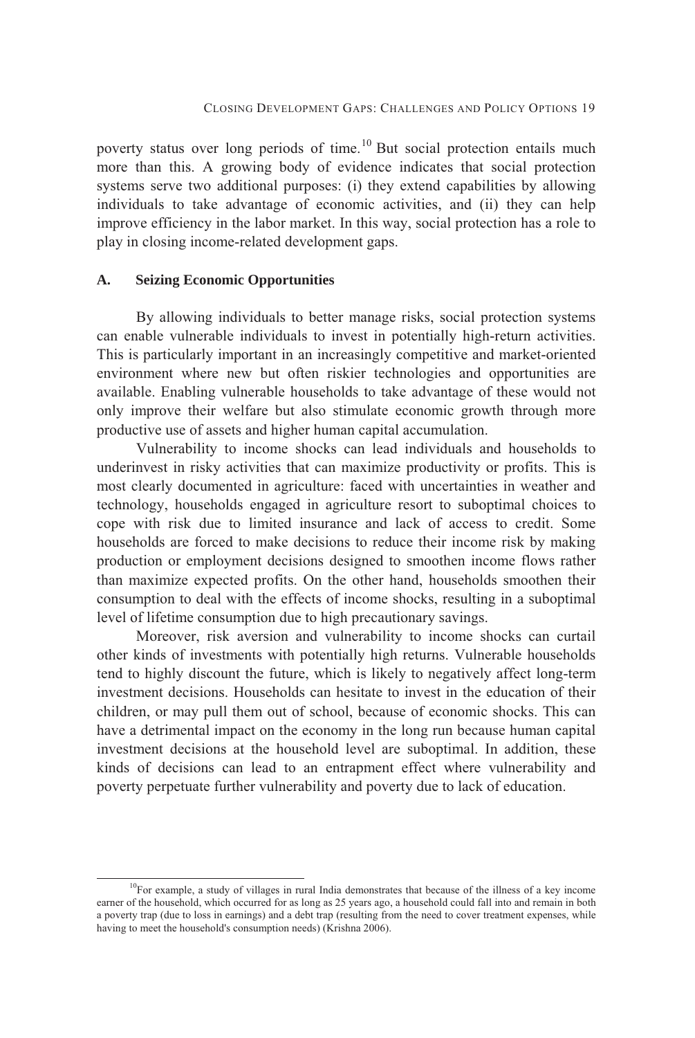poverty status over long periods of time.[10] But social protection entails much more than this. A growing body of evidence indicates that social protection systems serve two additional purposes: (i) they extend capabilities by allowing individuals to take advantage of economic activities, and (ii) they can help improve efficiency in the labor market. In this way, social protection has a role to play in closing income-related development gaps.

### A. Seizing Economic Opportunities

By allowing individuals to better manage risks, social protection systems can enable vulnerable individuals to invest in potentially high-return activities. This is particularly important in an increasingly competitive and market-oriented environment where new but often riskier technologies and opportunities are available. Enabling vulnerable households to take advantage of these would not only improve their welfare but also stimulate economic growth through more productive use of assets and higher human capital accumulation.

Vulnerability to income shocks can lead individuals and households to underinvest in risky activities that can maximize productivity or profits. This is most clearly documented in agriculture: faced with uncertainties in weather and technology, households engaged in agriculture resort to suboptimal choices to cope with risk due to limited insurance and lack of access to credit. Some households are forced to make decisions to reduce their income risk by making production or employment decisions designed to smoothen income flows rather than maximize expected profits. On the other hand, households smoothen their consumption to deal with the effects of income shocks, resulting in a suboptimal level of lifetime consumption due to high precautionary savings.

Moreover, risk aversion and vulnerability to income shocks can curtail other kinds of investments with potentially high returns. Vulnerable households tend to highly discount the future, which is likely to negatively affect long-term investment decisions. Households can hesitate to invest in the education of their children, or may pull them out of school, because of economic shocks. This can have a detrimental impact on the economy in the long run because human capital investment decisions at the household level are suboptimal. In addition, these kinds of decisions can lead to an entrapment effect where vulnerability and poverty perpetuate further vulnerability and poverty due to lack of education.

---

[10] For example, a study of villages in rural India demonstrates that because of the illness of a key income earner of the household, which occurred for as long as 25 years ago, a household could fall into and remain in both a poverty trap (due to loss in earnings) and a debt trap (resulting from the need to cover treatment expenses, while having to meet the household's consumption needs) (Krishna 2006).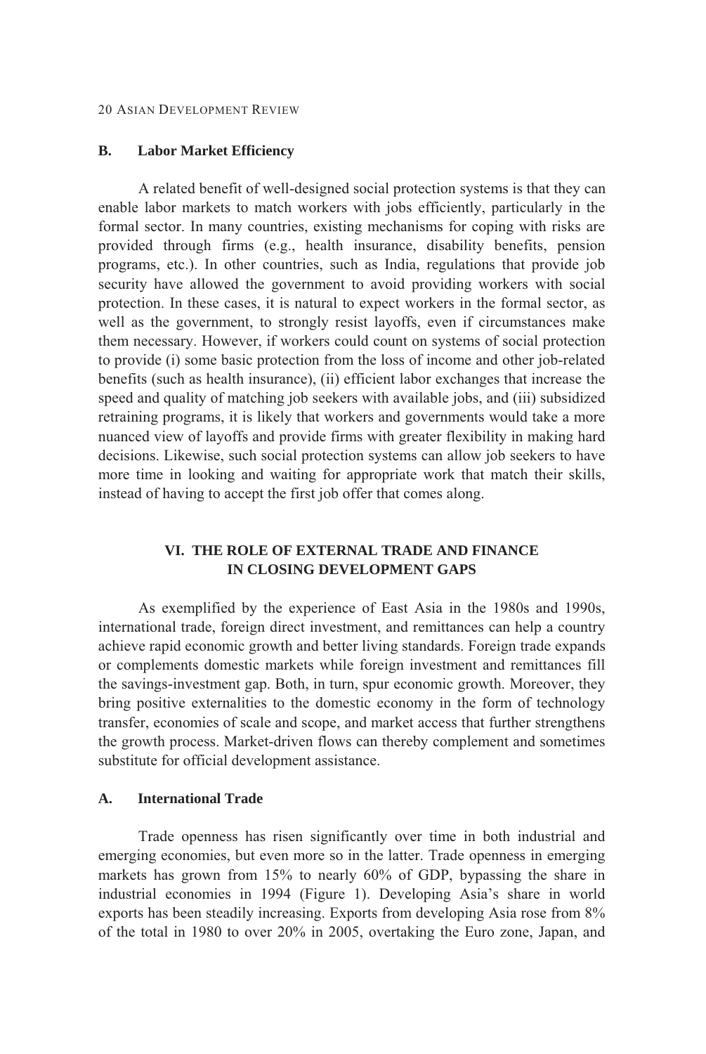### B. Labor Market Efficiency

A related benefit of well-designed social protection systems is that they can enable labor markets to match workers with jobs efficiently, particularly in the formal sector. In many countries, existing mechanisms for coping with risks are provided through firms (e.g., health insurance, disability benefits, pension programs, etc.). In other countries, such as India, regulations that provide job security have allowed the government to avoid providing workers with social protection. In these cases, it is natural to expect workers in the formal sector, as well as the government, to strongly resist layoffs, even if circumstances make them necessary. However, if workers could count on systems of social protection to provide (i) some basic protection from the loss of income and other job-related benefits (such as health insurance), (ii) efficient labor exchanges that increase the speed and quality of matching job seekers with available jobs, and (iii) subsidized retraining programs, it is likely that workers and governments would take a more nuanced view of layoffs and provide firms with greater flexibility in making hard decisions. Likewise, such social protection systems can allow job seekers to have more time in looking and waiting for appropriate work that match their skills, instead of having to accept the first job offer that comes along.

## VI. THE ROLE OF EXTERNAL TRADE AND FINANCE IN CLOSING DEVELOPMENT GAPS

As exemplified by the experience of East Asia in the 1980s and 1990s, international trade, foreign direct investment, and remittances can help a country achieve rapid economic growth and better living standards. Foreign trade expands or complements domestic markets while foreign investment and remittances fill the savings-investment gap. Both, in turn, spur economic growth. Moreover, they bring positive externalities to the domestic economy in the form of technology transfer, economies of scale and scope, and market access that further strengthens the growth process. Market-driven flows can thereby complement and sometimes substitute for official development assistance.

### A. International Trade

Trade openness has risen significantly over time in both industrial and emerging economies, but even more so in the latter. Trade openness in emerging markets has grown from 15% to nearly 60% of GDP, bypassing the share in industrial economies in 1994 (Figure 1). Developing Asia's share in world exports has been steadily increasing. Exports from developing Asia rose from 8% of the total in 1980 to over 20% in 2005, overtaking the Euro zone, Japan, and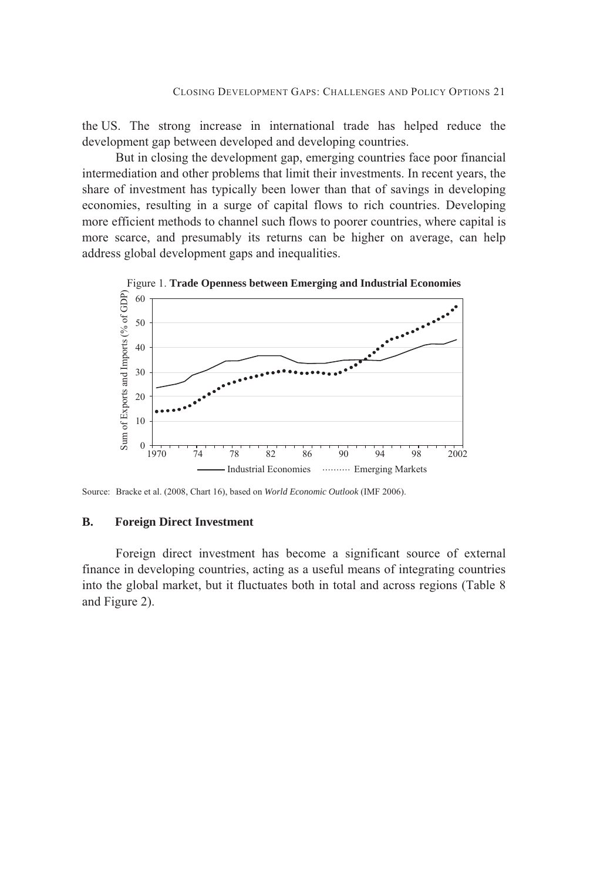the US. The strong increase in international trade has helped reduce the development gap between developed and developing countries.

But in closing the development gap, emerging countries face poor financial intermediation and other problems that limit their investments. In recent years, the share of investment has typically been lower than that of savings in developing economies, resulting in a surge of capital flows to rich countries. Developing more efficient methods to channel such flows to poorer countries, where capital is more scarce, and presumably its returns can be higher on average, can help address global development gaps and inequalities.

Figure 1. **Trade Openness between Emerging and Industrial Economies**

Source: Bracke et al. (2008, Chart 16), based on *World Economic Outlook* (IMF 2006).

### B. Foreign Direct Investment

Foreign direct investment has become a significant source of external finance in developing countries, acting as a useful means of integrating countries into the global market, but it fluctuates both in total and across regions (Table 8 and Figure 2).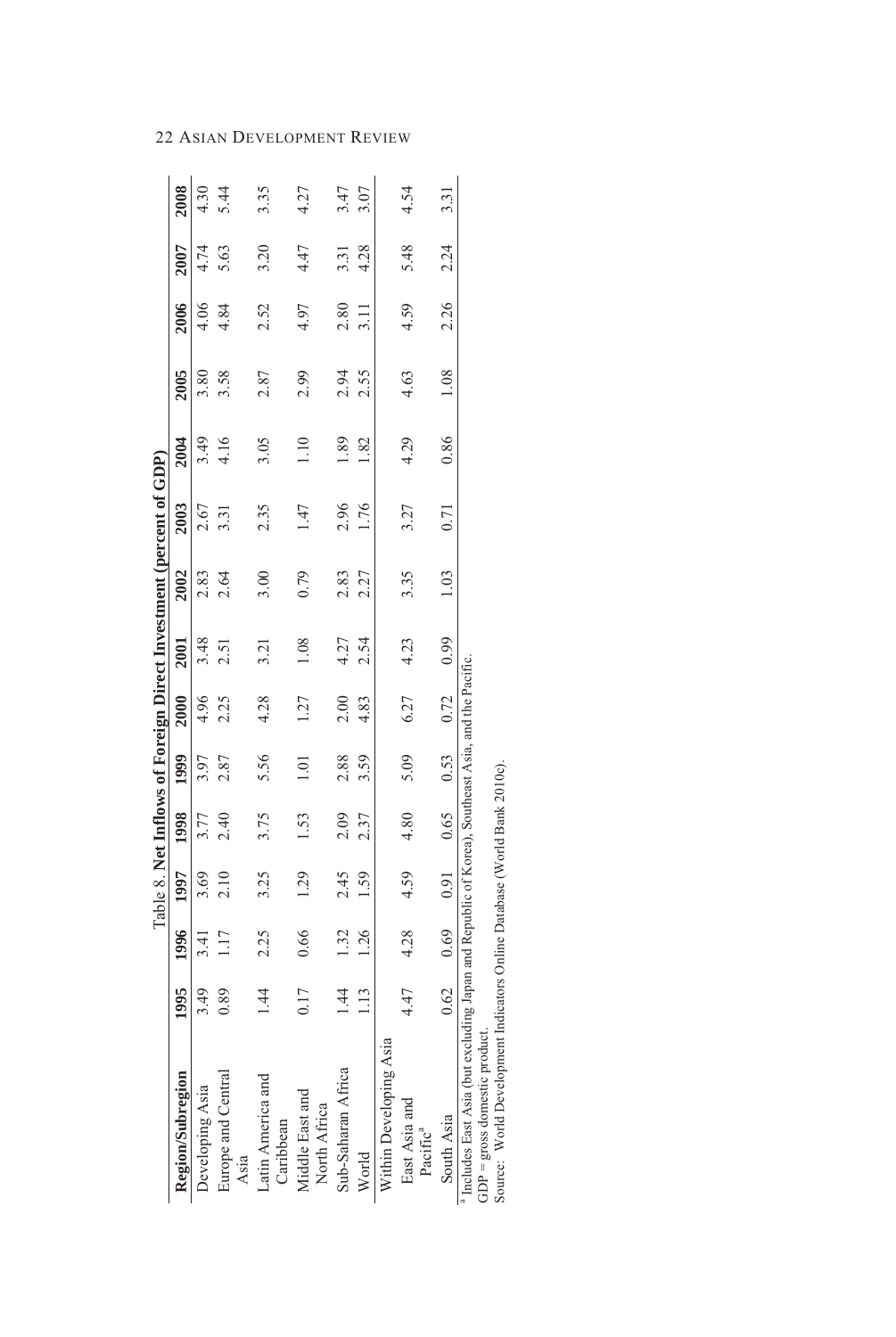Table 8. **Net Inflows of Foreign Direct Investment (percent of GDP)**

| Region/Subregion | 1995 | 1996 | 1997 | 1998 | 1999 | 2000 | 2001 | 2002 | 2003 | 2004 | 2005 | 2006 | 2007 | 2008 |
|---|---|---|---|---|---|---|---|---|---|---|---|---|---|---|
| Developing Asia | 3.49 | 3.41 | 3.69 | 3.77 | 3.97 | 4.96 | 3.48 | 2.83 | 2.67 | 3.49 | 3.80 | 4.06 | 4.74 | 4.30 |
| Europe and Central Asia | 0.89 | 1.17 | 2.10 | 2.40 | 2.87 | 2.25 | 2.51 | 2.64 | 3.31 | 4.16 | 3.58 | 4.84 | 5.63 | 5.44 |
| Latin America and Caribbean | 1.44 | 2.25 | 3.25 | 3.75 | 5.56 | 4.28 | 3.21 | 3.00 | 2.35 | 3.05 | 2.87 | 2.52 | 3.20 | 3.35 |
| Middle East and North Africa | 0.17 | 0.66 | 1.29 | 1.53 | 1.01 | 1.27 | 1.08 | 0.79 | 1.47 | 1.10 | 2.99 | 4.97 | 4.47 | 4.27 |
| Sub-Saharan Africa | 1.44 | 1.32 | 2.45 | 2.09 | 2.88 | 2.00 | 4.27 | 2.83 | 2.96 | 1.89 | 2.94 | 2.80 | 3.31 | 3.47 |
| World | 1.13 | 1.26 | 1.59 | 2.37 | 3.59 | 4.83 | 2.54 | 2.27 | 1.76 | 1.82 | 2.55 | 3.11 | 4.28 | 3.07 |
| Within Developing Asia | | | | | | | | | | | | | | |
| East Asia and Pacific[a] | 4.47 | 4.28 | 4.59 | 4.80 | 5.09 | 6.27 | 4.23 | 3.35 | 3.27 | 4.29 | 4.63 | 4.59 | 5.48 | 4.54 |
| South Asia | 0.62 | 0.69 | 0.91 | 0.65 | 0.53 | 0.72 | 0.99 | 1.03 | 0.71 | 0.86 | 1.08 | 2.26 | 2.24 | 3.31 |

[a] Includes East Asia (but excluding Japan and Republic of Korea), Southeast Asia, and the Pacific.
GDP = gross domestic product.
Source: World Development Indicators Online Database (World Bank 2010c).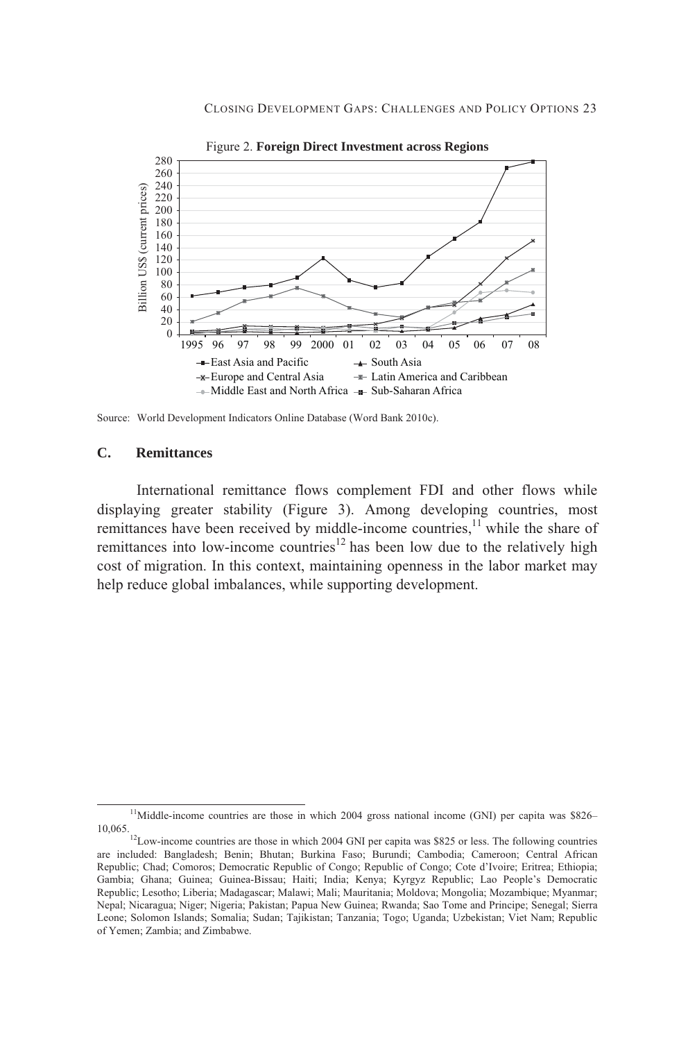Figure 2. **Foreign Direct Investment across Regions**

Source: World Development Indicators Online Database (Word Bank 2010c).

## C. Remittances

International remittance flows complement FDI and other flows while displaying greater stability (Figure 3). Among developing countries, most remittances have been received by middle-income countries,[11] while the share of remittances into low-income countries[12] has been low due to the relatively high cost of migration. In this context, maintaining openness in the labor market may help reduce global imbalances, while supporting development.

---

[11]Middle-income countries are those in which 2004 gross national income (GNI) per capita was $826–10,065.

[12]Low-income countries are those in which 2004 GNI per capita was $825 or less. The following countries are included: Bangladesh; Benin; Bhutan; Burkina Faso; Burundi; Cambodia; Cameroon; Central African Republic; Chad; Comoros; Democratic Republic of Congo; Republic of Congo; Cote d'Ivoire; Eritrea; Ethiopia; Gambia; Ghana; Guinea; Guinea-Bissau; Haiti; India; Kenya; Kyrgyz Republic; Lao People's Democratic Republic; Lesotho; Liberia; Madagascar; Malawi; Mali; Mauritania; Moldova; Mongolia; Mozambique; Myanmar; Nepal; Nicaragua; Niger; Nigeria; Pakistan; Papua New Guinea; Rwanda; Sao Tome and Principe; Senegal; Sierra Leone; Solomon Islands; Somalia; Sudan; Tajikistan; Tanzania; Togo; Uganda; Uzbekistan; Viet Nam; Republic of Yemen; Zambia; and Zimbabwe.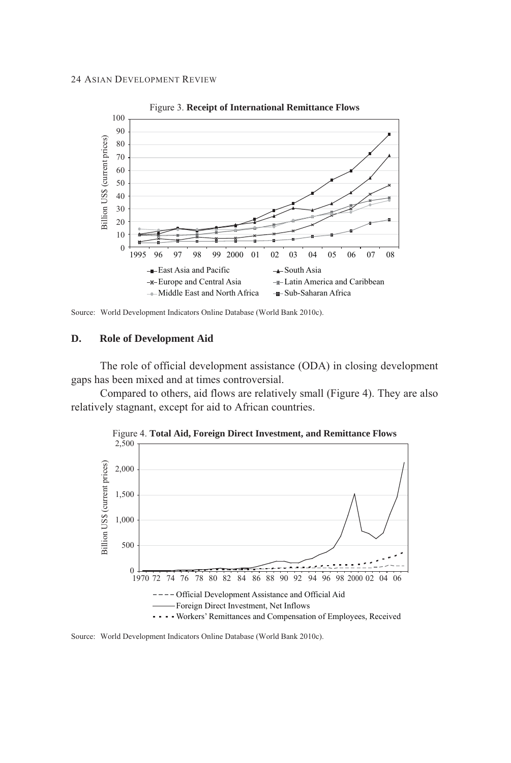Figure 3. **Receipt of International Remittance Flows**

Source: World Development Indicators Online Database (World Bank 2010c).

### D. Role of Development Aid

The role of official development assistance (ODA) in closing development gaps has been mixed and at times controversial.

Compared to others, aid flows are relatively small (Figure 4). They are also relatively stagnant, except for aid to African countries.

Figure 4. **Total Aid, Foreign Direct Investment, and Remittance Flows**

Source: World Development Indicators Online Database (World Bank 2010c).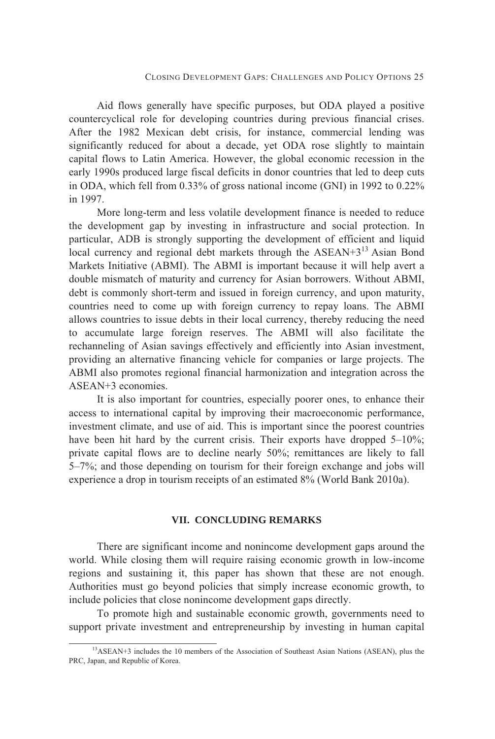Aid flows generally have specific purposes, but ODA played a positive countercyclical role for developing countries during previous financial crises. After the 1982 Mexican debt crisis, for instance, commercial lending was significantly reduced for about a decade, yet ODA rose slightly to maintain capital flows to Latin America. However, the global economic recession in the early 1990s produced large fiscal deficits in donor countries that led to deep cuts in ODA, which fell from 0.33% of gross national income (GNI) in 1992 to 0.22% in 1997.

More long-term and less volatile development finance is needed to reduce the development gap by investing in infrastructure and social protection. In particular, ADB is strongly supporting the development of efficient and liquid local currency and regional debt markets through the ASEAN+3[13] Asian Bond Markets Initiative (ABMI). The ABMI is important because it will help avert a double mismatch of maturity and currency for Asian borrowers. Without ABMI, debt is commonly short-term and issued in foreign currency, and upon maturity, countries need to come up with foreign currency to repay loans. The ABMI allows countries to issue debts in their local currency, thereby reducing the need to accumulate large foreign reserves. The ABMI will also facilitate the rechanneling of Asian savings effectively and efficiently into Asian investment, providing an alternative financing vehicle for companies or large projects. The ABMI also promotes regional financial harmonization and integration across the ASEAN+3 economies.

It is also important for countries, especially poorer ones, to enhance their access to international capital by improving their macroeconomic performance, investment climate, and use of aid. This is important since the poorest countries have been hit hard by the current crisis. Their exports have dropped 5–10%; private capital flows are to decline nearly 50%; remittances are likely to fall 5–7%; and those depending on tourism for their foreign exchange and jobs will experience a drop in tourism receipts of an estimated 8% (World Bank 2010a).

## VII. CONCLUDING REMARKS

There are significant income and nonincome development gaps around the world. While closing them will require raising economic growth in low-income regions and sustaining it, this paper has shown that these are not enough. Authorities must go beyond policies that simply increase economic growth, to include policies that close nonincome development gaps directly.

To promote high and sustainable economic growth, governments need to support private investment and entrepreneurship by investing in human capital

[13]ASEAN+3 includes the 10 members of the Association of Southeast Asian Nations (ASEAN), plus the PRC, Japan, and Republic of Korea.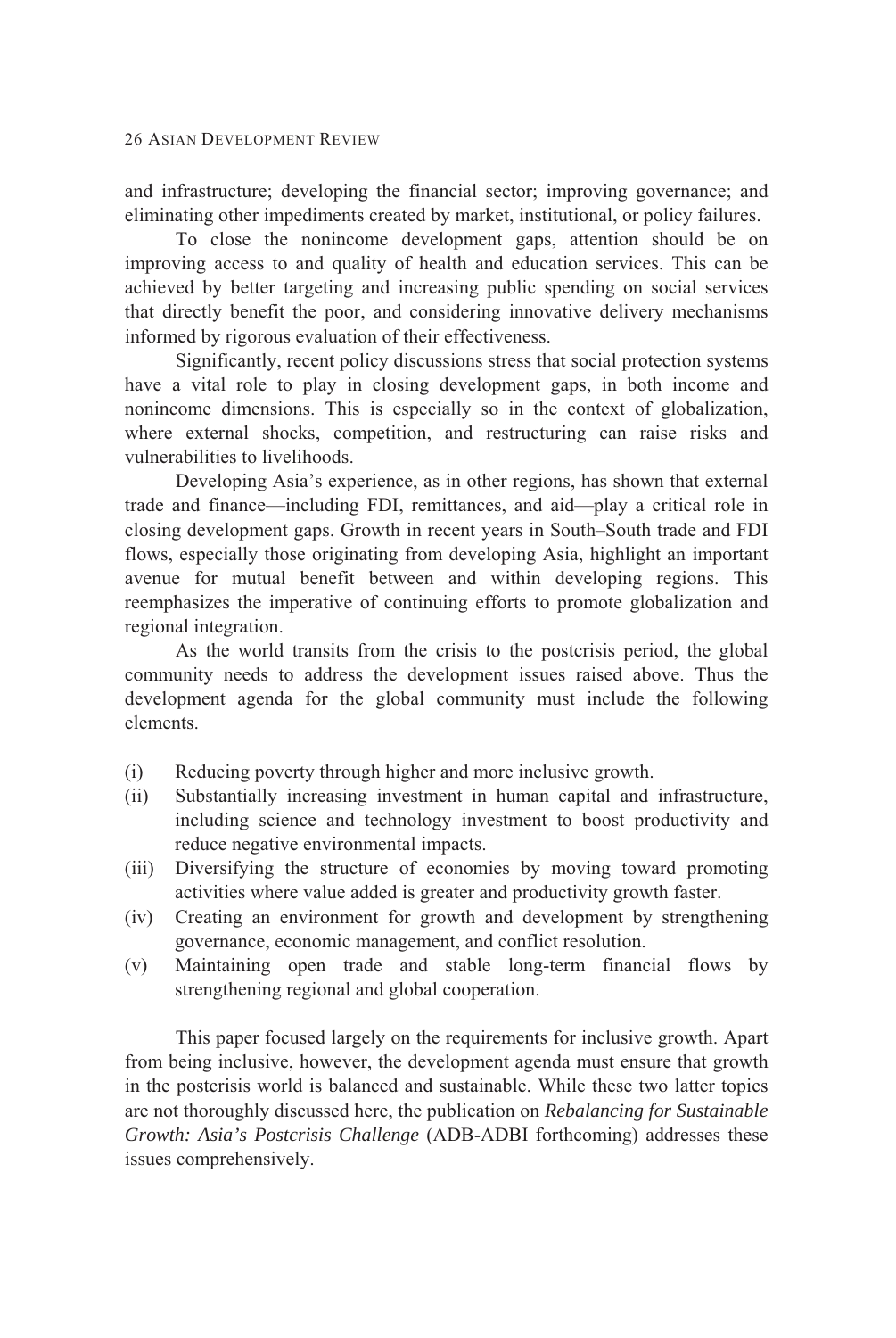and infrastructure; developing the financial sector; improving governance; and eliminating other impediments created by market, institutional, or policy failures.

To close the nonincome development gaps, attention should be on improving access to and quality of health and education services. This can be achieved by better targeting and increasing public spending on social services that directly benefit the poor, and considering innovative delivery mechanisms informed by rigorous evaluation of their effectiveness.

Significantly, recent policy discussions stress that social protection systems have a vital role to play in closing development gaps, in both income and nonincome dimensions. This is especially so in the context of globalization, where external shocks, competition, and restructuring can raise risks and vulnerabilities to livelihoods.

Developing Asia's experience, as in other regions, has shown that external trade and finance—including FDI, remittances, and aid—play a critical role in closing development gaps. Growth in recent years in South–South trade and FDI flows, especially those originating from developing Asia, highlight an important avenue for mutual benefit between and within developing regions. This reemphasizes the imperative of continuing efforts to promote globalization and regional integration.

As the world transits from the crisis to the postcrisis period, the global community needs to address the development issues raised above. Thus the development agenda for the global community must include the following elements.

(i) Reducing poverty through higher and more inclusive growth.
(ii) Substantially increasing investment in human capital and infrastructure, including science and technology investment to boost productivity and reduce negative environmental impacts.
(iii) Diversifying the structure of economies by moving toward promoting activities where value added is greater and productivity growth faster.
(iv) Creating an environment for growth and development by strengthening governance, economic management, and conflict resolution.
(v) Maintaining open trade and stable long-term financial flows by strengthening regional and global cooperation.

This paper focused largely on the requirements for inclusive growth. Apart from being inclusive, however, the development agenda must ensure that growth in the postcrisis world is balanced and sustainable. While these two latter topics are not thoroughly discussed here, the publication on *Rebalancing for Sustainable Growth: Asia's Postcrisis Challenge* (ADB-ADBI forthcoming) addresses these issues comprehensively.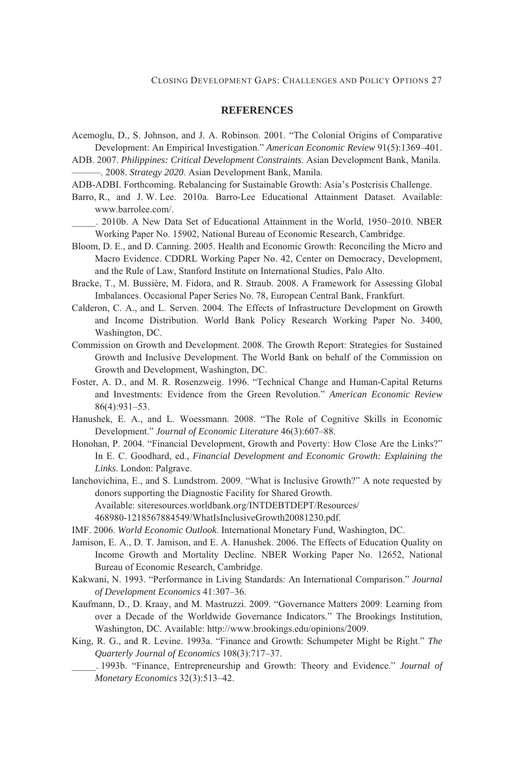## REFERENCES

Acemoglu, D., S. Johnson, and J. A. Robinson. 2001. "The Colonial Origins of Comparative Development: An Empirical Investigation." *American Economic Review* 91(5):1369–401.

ADB. 2007. *Philippines: Critical Development Constraints*. Asian Development Bank, Manila.

———. 2008. *Strategy 2020*. Asian Development Bank, Manila.

ADB-ADBI. Forthcoming. Rebalancing for Sustainable Growth: Asia's Postcrisis Challenge.

Barro, R., and J. W. Lee. 2010a. Barro-Lee Educational Attainment Dataset. Available: www.barrolee.com/.

_____. 2010b. A New Data Set of Educational Attainment in the World, 1950–2010. NBER Working Paper No. 15902, National Bureau of Economic Research, Cambridge.

Bloom, D. E., and D. Canning. 2005. Health and Economic Growth: Reconciling the Micro and Macro Evidence. CDDRL Working Paper No. 42, Center on Democracy, Development, and the Rule of Law, Stanford Institute on International Studies, Palo Alto.

Bracke, T., M. Bussière, M. Fidora, and R. Straub. 2008. A Framework for Assessing Global Imbalances. Occasional Paper Series No. 78, European Central Bank, Frankfurt.

Calderon, C. A., and L. Serven. 2004. The Effects of Infrastructure Development on Growth and Income Distribution. World Bank Policy Research Working Paper No. 3400, Washington, DC.

Commission on Growth and Development. 2008. The Growth Report: Strategies for Sustained Growth and Inclusive Development. The World Bank on behalf of the Commission on Growth and Development, Washington, DC.

Foster, A. D., and M. R. Rosenzweig. 1996. "Technical Change and Human-Capital Returns and Investments: Evidence from the Green Revolution." *American Economic Review* 86(4):931–53.

Hanushek, E. A., and L. Woessmann. 2008. "The Role of Cognitive Skills in Economic Development." *Journal of Economic Literature* 46(3):607–88.

Honohan, P. 2004. "Financial Development, Growth and Poverty: How Close Are the Links?" In E. C. Goodhard, ed., *Financial Development and Economic Growth: Explaining the Links*. London: Palgrave.

Ianchovichina, E., and S. Lundstrom. 2009. "What is Inclusive Growth?" A note requested by donors supporting the Diagnostic Facility for Shared Growth. Available: siteresources.worldbank.org/INTDEBTDEPT/Resources/ 468980-1218567884549/WhatIsInclusiveGrowth20081230.pdf.

IMF. 2006. *World Economic Outlook*. International Monetary Fund, Washington, DC.

Jamison, E. A., D. T. Jamison, and E. A. Hanushek. 2006. The Effects of Education Quality on Income Growth and Mortality Decline. NBER Working Paper No. 12652, National Bureau of Economic Research, Cambridge.

Kakwani, N. 1993. "Performance in Living Standards: An International Comparison." *Journal of Development Economics* 41:307–36.

Kaufmann, D., D. Kraay, and M. Mastruzzi. 2009. "Governance Matters 2009: Learning from over a Decade of the Worldwide Governance Indicators." The Brookings Institution, Washington, DC. Available: http://www.brookings.edu/opinions/2009.

King, R. G., and R. Levine. 1993a. "Finance and Growth: Schumpeter Might be Right." *The Quarterly Journal of Economics* 108(3):717–37.

_____. 1993b. "Finance, Entrepreneurship and Growth: Theory and Evidence." *Journal of Monetary Economics* 32(3):513–42.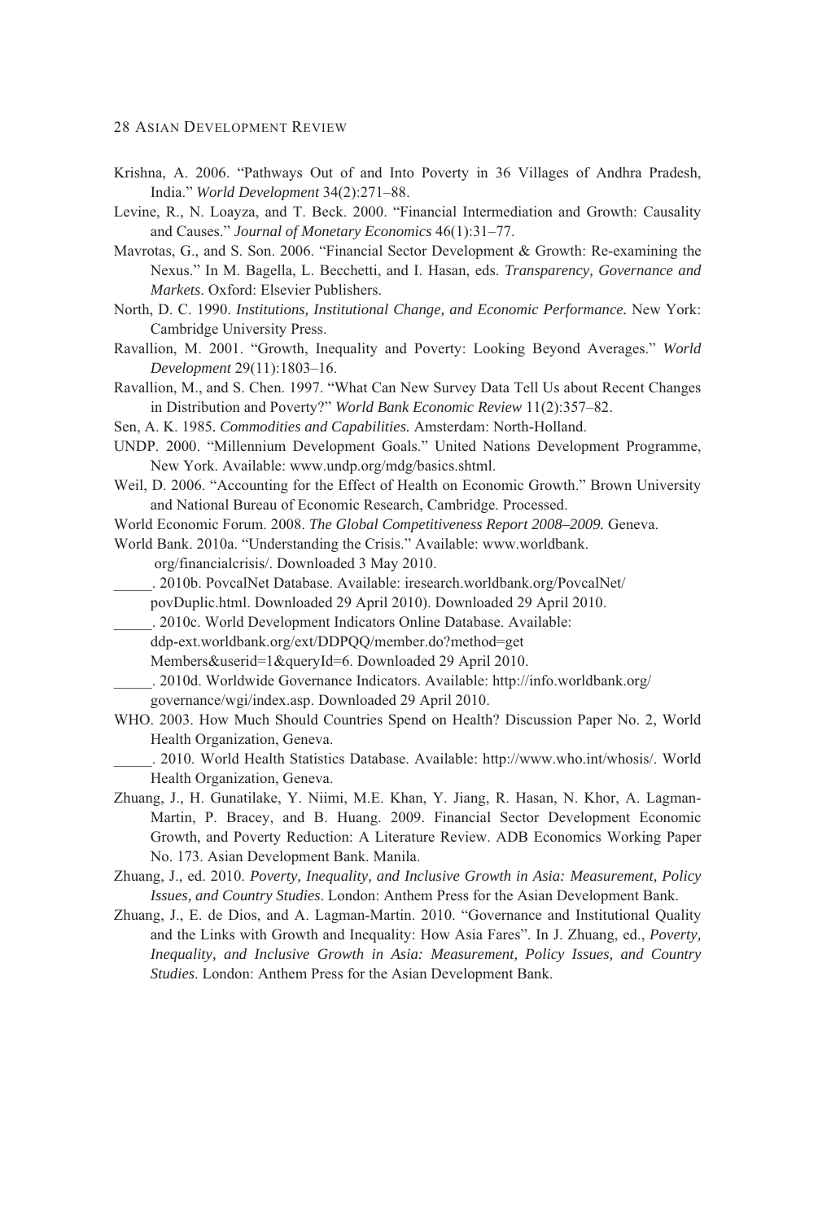Krishna, A. 2006. "Pathways Out of and Into Poverty in 36 Villages of Andhra Pradesh, India." *World Development* 34(2):271–88.

Levine, R., N. Loayza, and T. Beck. 2000. "Financial Intermediation and Growth: Causality and Causes." *Journal of Monetary Economics* 46(1):31–77.

Mavrotas, G., and S. Son. 2006. "Financial Sector Development & Growth: Re-examining the Nexus." In M. Bagella, L. Becchetti, and I. Hasan, eds. *Transparency, Governance and Markets*. Oxford: Elsevier Publishers.

North, D. C. 1990. *Institutions, Institutional Change, and Economic Performance.* New York: Cambridge University Press.

Ravallion, M. 2001. "Growth, Inequality and Poverty: Looking Beyond Averages." *World Development* 29(11):1803–16.

Ravallion, M., and S. Chen. 1997. "What Can New Survey Data Tell Us about Recent Changes in Distribution and Poverty?" *World Bank Economic Review* 11(2):357–82.

Sen, A. K. 1985. *Commodities and Capabilities.* Amsterdam: North-Holland.

UNDP. 2000. "Millennium Development Goals." United Nations Development Programme, New York. Available: www.undp.org/mdg/basics.shtml.

Weil, D. 2006. "Accounting for the Effect of Health on Economic Growth." Brown University and National Bureau of Economic Research, Cambridge. Processed.

World Economic Forum. 2008. *The Global Competitiveness Report 2008–2009.* Geneva.

World Bank. 2010a. "Understanding the Crisis." Available: www.worldbank.org/financialcrisis/. Downloaded 3 May 2010.

_____. 2010b. PovcalNet Database. Available: iresearch.worldbank.org/PovcalNet/povDuplic.html. Downloaded 29 April 2010). Downloaded 29 April 2010.

_____. 2010c. World Development Indicators Online Database. Available: ddp-ext.worldbank.org/ext/DDPQQ/member.do?method=getMembers&userid=1&queryId=6. Downloaded 29 April 2010.

_____. 2010d. Worldwide Governance Indicators. Available: http://info.worldbank.org/governance/wgi/index.asp. Downloaded 29 April 2010.

WHO. 2003. How Much Should Countries Spend on Health? Discussion Paper No. 2, World Health Organization, Geneva.

_____. 2010. World Health Statistics Database. Available: http://www.who.int/whosis/. World Health Organization, Geneva.

Zhuang, J., H. Gunatilake, Y. Niimi, M.E. Khan, Y. Jiang, R. Hasan, N. Khor, A. Lagman-Martin, P. Bracey, and B. Huang. 2009. Financial Sector Development Economic Growth, and Poverty Reduction: A Literature Review. ADB Economics Working Paper No. 173. Asian Development Bank. Manila.

Zhuang, J., ed. 2010. *Poverty, Inequality, and Inclusive Growth in Asia: Measurement, Policy Issues, and Country Studies*. London: Anthem Press for the Asian Development Bank.

Zhuang, J., E. de Dios, and A. Lagman-Martin. 2010. "Governance and Institutional Quality and the Links with Growth and Inequality: How Asia Fares". In J. Zhuang, ed., *Poverty, Inequality, and Inclusive Growth in Asia: Measurement, Policy Issues, and Country Studies*. London: Anthem Press for the Asian Development Bank.